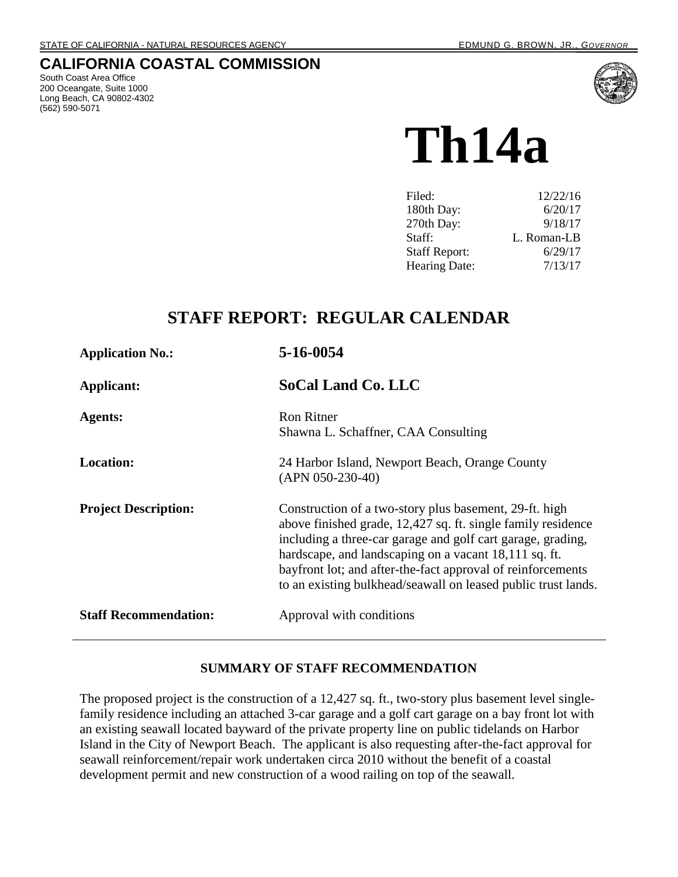STATE OF CALIFORNIA - NATURAL RESOURCES AGENCY EDMUND G. BROWN, JR., *GOVERNOR*

# CALIFORNIA COASTAL COMMISSION

South Coast Area Office
200 Oceangate, Suite 1000
Long Beach, CA 90802-4302
(562) 590-5071

# Th14a

| | |
|---|---|
| Filed: | 12/22/16 |
| 180th Day: | 6/20/17 |
| 270th Day: | 9/18/17 |
| Staff: | L. Roman-LB |
| Staff Report: | 6/29/17 |
| Hearing Date: | 7/13/17 |

## STAFF REPORT: REGULAR CALENDAR

| | |
|---|---|
| **Application No.:** | **5-16-0054** |
| **Applicant:** | **SoCal Land Co. LLC** |
| **Agents:** | Ron Ritner<br>Shawna L. Schaffner, CAA Consulting |
| **Location:** | 24 Harbor Island, Newport Beach, Orange County (APN 050-230-40) |
| **Project Description:** | Construction of a two-story plus basement, 29-ft. high above finished grade, 12,427 sq. ft. single family residence including a three-car garage and golf cart garage, grading, hardscape, and landscaping on a vacant 18,111 sq. ft. bayfront lot; and after-the-fact approval of reinforcements to an existing bulkhead/seawall on leased public trust lands. |
| **Staff Recommendation:** | Approval with conditions |

### SUMMARY OF STAFF RECOMMENDATION

The proposed project is the construction of a 12,427 sq. ft., two-story plus basement level single-family residence including an attached 3-car garage and a golf cart garage on a bay front lot with an existing seawall located bayward of the private property line on public tidelands on Harbor Island in the City of Newport Beach. The applicant is also requesting after-the-fact approval for seawall reinforcement/repair work undertaken circa 2010 without the benefit of a coastal development permit and new construction of a wood railing on top of the seawall.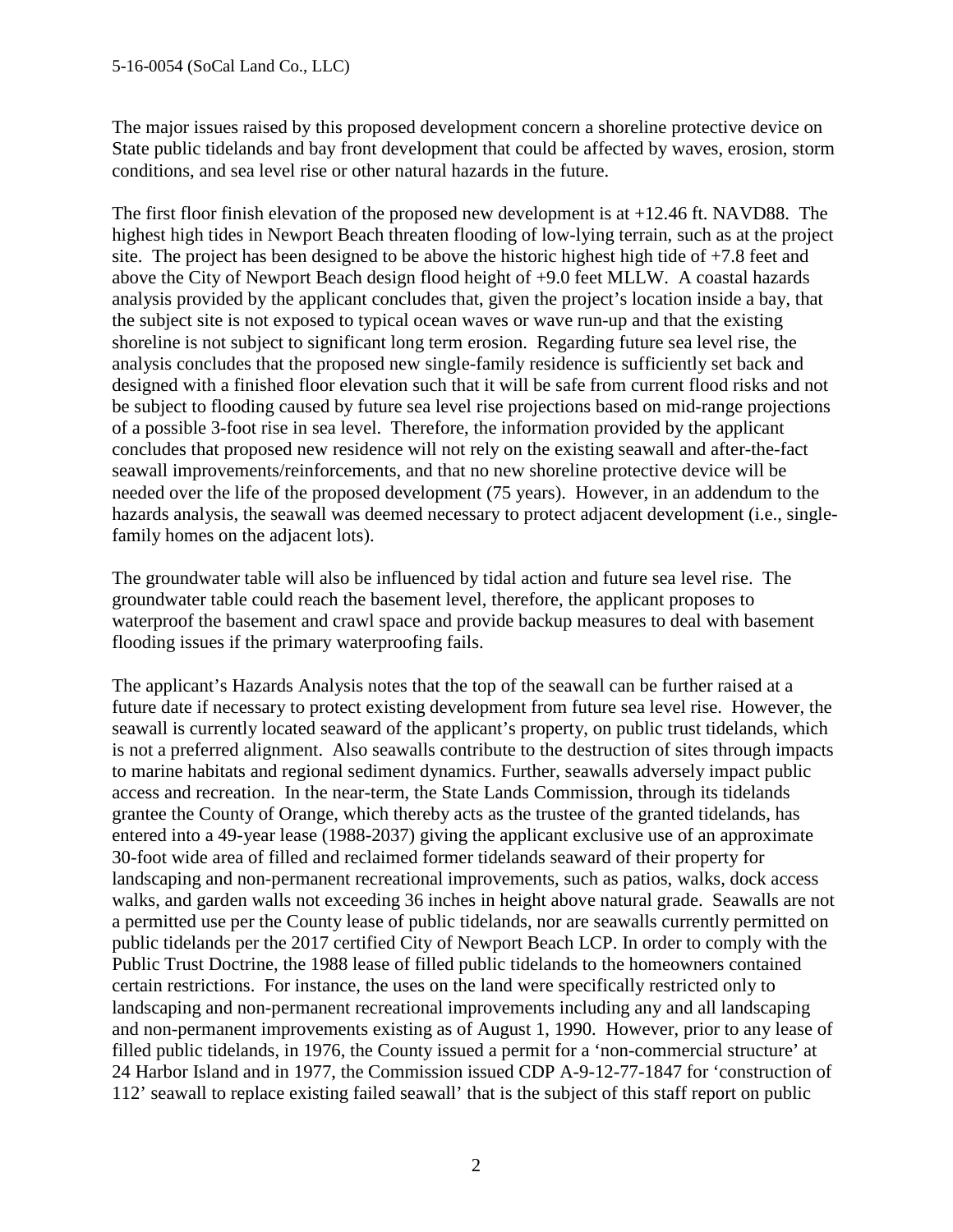The major issues raised by this proposed development concern a shoreline protective device on State public tidelands and bay front development that could be affected by waves, erosion, storm conditions, and sea level rise or other natural hazards in the future.

The first floor finish elevation of the proposed new development is at +12.46 ft. NAVD88. The highest high tides in Newport Beach threaten flooding of low-lying terrain, such as at the project site. The project has been designed to be above the historic highest high tide of +7.8 feet and above the City of Newport Beach design flood height of +9.0 feet MLLW. A coastal hazards analysis provided by the applicant concludes that, given the project's location inside a bay, that the subject site is not exposed to typical ocean waves or wave run-up and that the existing shoreline is not subject to significant long term erosion. Regarding future sea level rise, the analysis concludes that the proposed new single-family residence is sufficiently set back and designed with a finished floor elevation such that it will be safe from current flood risks and not be subject to flooding caused by future sea level rise projections based on mid-range projections of a possible 3-foot rise in sea level. Therefore, the information provided by the applicant concludes that proposed new residence will not rely on the existing seawall and after-the-fact seawall improvements/reinforcements, and that no new shoreline protective device will be needed over the life of the proposed development (75 years). However, in an addendum to the hazards analysis, the seawall was deemed necessary to protect adjacent development (i.e., single-family homes on the adjacent lots).

The groundwater table will also be influenced by tidal action and future sea level rise. The groundwater table could reach the basement level, therefore, the applicant proposes to waterproof the basement and crawl space and provide backup measures to deal with basement flooding issues if the primary waterproofing fails.

The applicant's Hazards Analysis notes that the top of the seawall can be further raised at a future date if necessary to protect existing development from future sea level rise. However, the seawall is currently located seaward of the applicant's property, on public trust tidelands, which is not a preferred alignment. Also seawalls contribute to the destruction of sites through impacts to marine habitats and regional sediment dynamics. Further, seawalls adversely impact public access and recreation. In the near-term, the State Lands Commission, through its tidelands grantee the County of Orange, which thereby acts as the trustee of the granted tidelands, has entered into a 49-year lease (1988-2037) giving the applicant exclusive use of an approximate 30-foot wide area of filled and reclaimed former tidelands seaward of their property for landscaping and non-permanent recreational improvements, such as patios, walks, dock access walks, and garden walls not exceeding 36 inches in height above natural grade. Seawalls are not a permitted use per the County lease of public tidelands, nor are seawalls currently permitted on public tidelands per the 2017 certified City of Newport Beach LCP. In order to comply with the Public Trust Doctrine, the 1988 lease of filled public tidelands to the homeowners contained certain restrictions. For instance, the uses on the land were specifically restricted only to landscaping and non-permanent recreational improvements including any and all landscaping and non-permanent improvements existing as of August 1, 1990. However, prior to any lease of filled public tidelands, in 1976, the County issued a permit for a 'non-commercial structure' at 24 Harbor Island and in 1977, the Commission issued CDP A-9-12-77-1847 for 'construction of 112' seawall to replace existing failed seawall' that is the subject of this staff report on public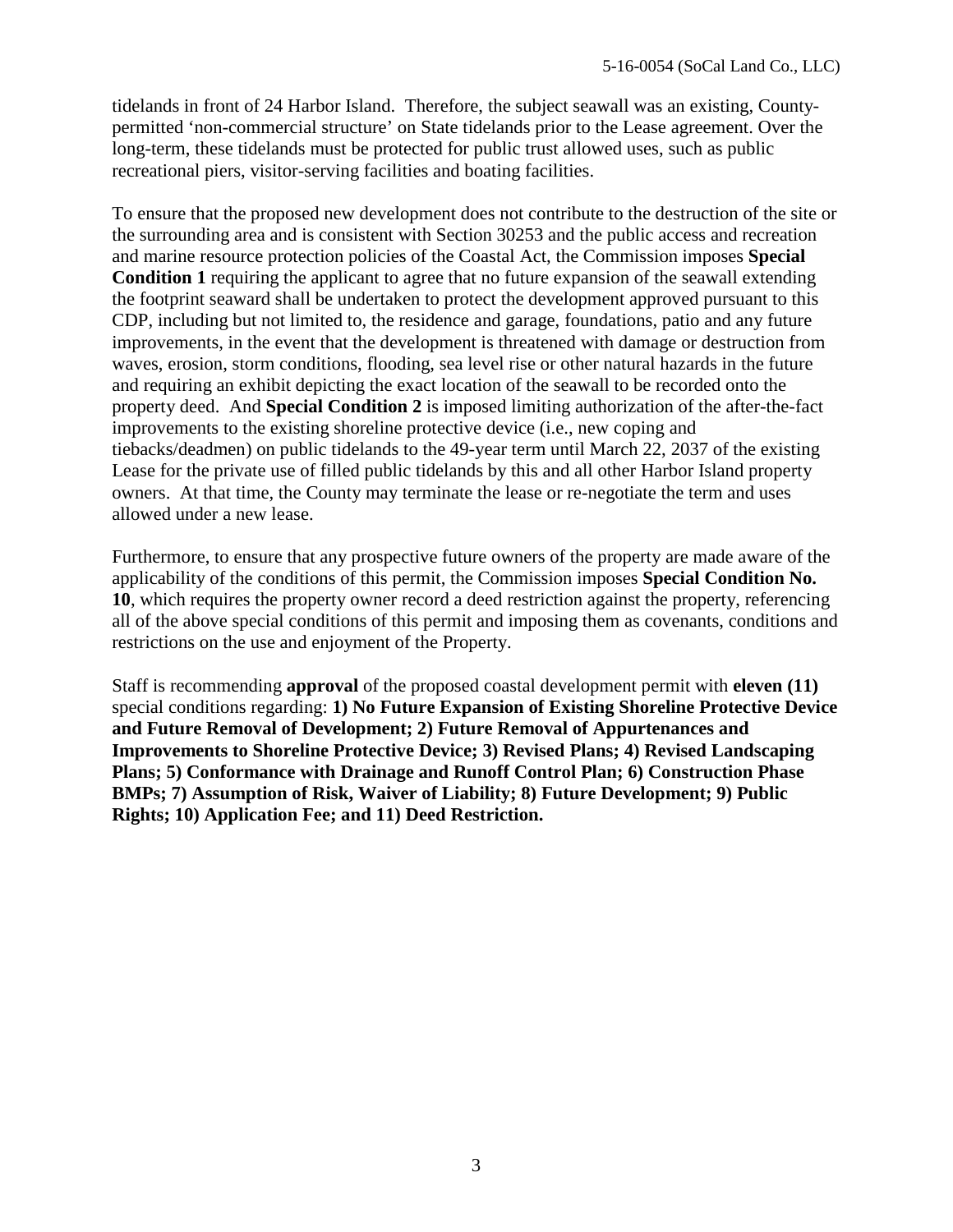tidelands in front of 24 Harbor Island. Therefore, the subject seawall was an existing, County-permitted 'non-commercial structure' on State tidelands prior to the Lease agreement. Over the long-term, these tidelands must be protected for public trust allowed uses, such as public recreational piers, visitor-serving facilities and boating facilities.

To ensure that the proposed new development does not contribute to the destruction of the site or the surrounding area and is consistent with Section 30253 and the public access and recreation and marine resource protection policies of the Coastal Act, the Commission imposes **Special Condition 1** requiring the applicant to agree that no future expansion of the seawall extending the footprint seaward shall be undertaken to protect the development approved pursuant to this CDP, including but not limited to, the residence and garage, foundations, patio and any future improvements, in the event that the development is threatened with damage or destruction from waves, erosion, storm conditions, flooding, sea level rise or other natural hazards in the future and requiring an exhibit depicting the exact location of the seawall to be recorded onto the property deed. And **Special Condition 2** is imposed limiting authorization of the after-the-fact improvements to the existing shoreline protective device (i.e., new coping and tiebacks/deadmen) on public tidelands to the 49-year term until March 22, 2037 of the existing Lease for the private use of filled public tidelands by this and all other Harbor Island property owners. At that time, the County may terminate the lease or re-negotiate the term and uses allowed under a new lease.

Furthermore, to ensure that any prospective future owners of the property are made aware of the applicability of the conditions of this permit, the Commission imposes **Special Condition No. 10**, which requires the property owner record a deed restriction against the property, referencing all of the above special conditions of this permit and imposing them as covenants, conditions and restrictions on the use and enjoyment of the Property.

Staff is recommending **approval** of the proposed coastal development permit with **eleven (11)** special conditions regarding: **1) No Future Expansion of Existing Shoreline Protective Device and Future Removal of Development; 2) Future Removal of Appurtenances and Improvements to Shoreline Protective Device; 3) Revised Plans; 4) Revised Landscaping Plans; 5) Conformance with Drainage and Runoff Control Plan; 6) Construction Phase BMPs; 7) Assumption of Risk, Waiver of Liability; 8) Future Development; 9) Public Rights; 10) Application Fee; and 11) Deed Restriction.**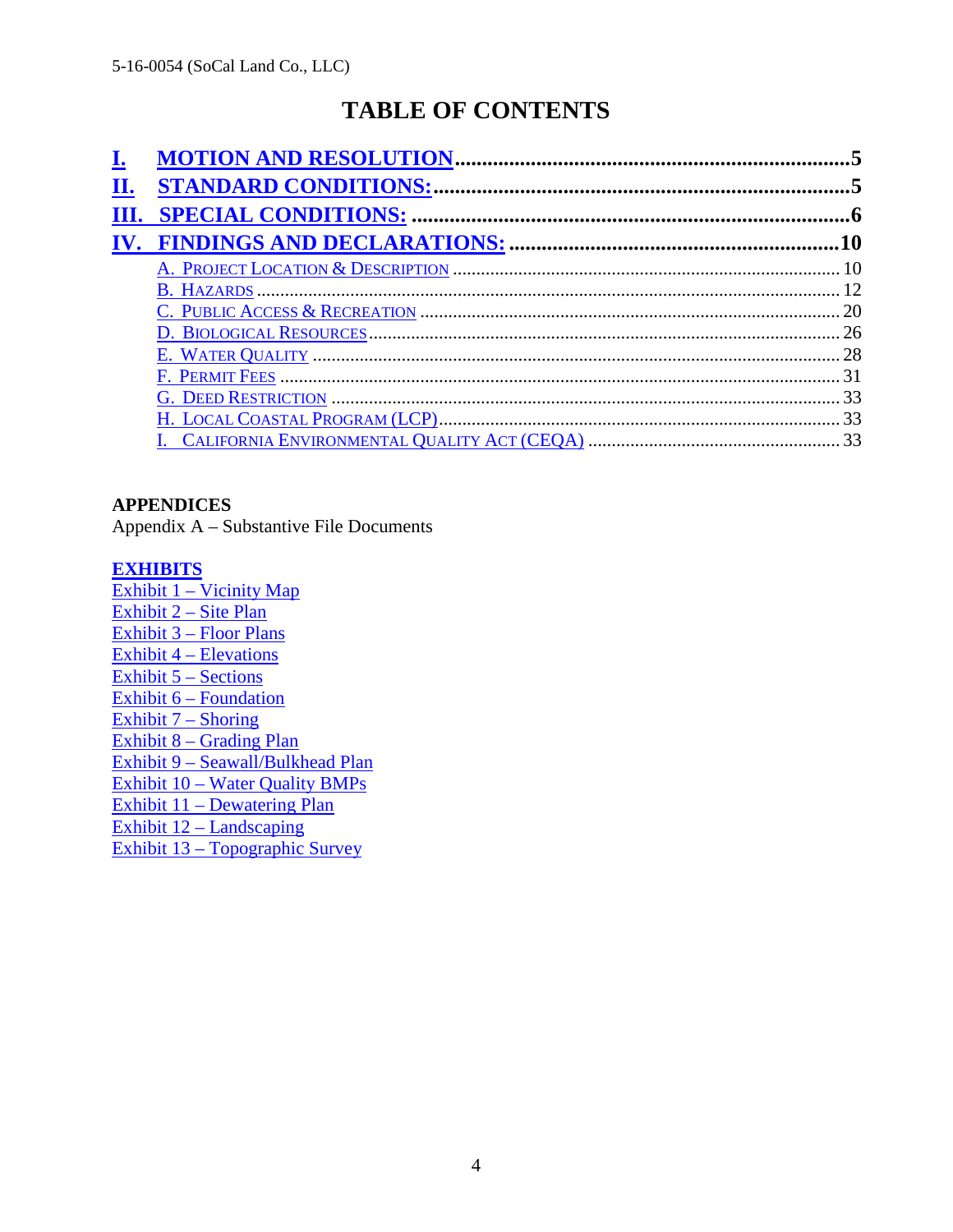# TABLE OF CONTENTS

- I. MOTION AND RESOLUTION ........ 5
- II. STANDARD CONDITIONS: ........ 5
- III. SPECIAL CONDITIONS: ........ 6
- IV. FINDINGS AND DECLARATIONS: ........ 10
  - A. Project Location & Description ........ 10
  - B. Hazards ........ 12
  - C. Public Access & Recreation ........ 20
  - D. Biological Resources ........ 26
  - E. Water Quality ........ 28
  - F. Permit Fees ........ 31
  - G. Deed Restriction ........ 33
  - H. Local Coastal Program (LCP) ........ 33
  - I. California Environmental Quality Act (CEQA) ........ 33

**APPENDICES**

Appendix A – Substantive File Documents

**EXHIBITS**

Exhibit 1 – Vicinity Map
Exhibit 2 – Site Plan
Exhibit 3 – Floor Plans
Exhibit 4 – Elevations
Exhibit 5 – Sections
Exhibit 6 – Foundation
Exhibit 7 – Shoring
Exhibit 8 – Grading Plan
Exhibit 9 – Seawall/Bulkhead Plan
Exhibit 10 – Water Quality BMPs
Exhibit 11 – Dewatering Plan
Exhibit 12 – Landscaping
Exhibit 13 – Topographic Survey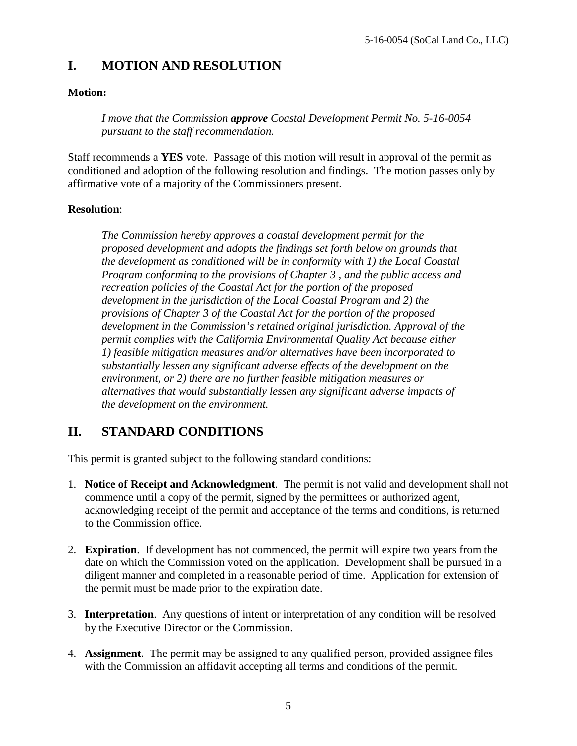## I. MOTION AND RESOLUTION

**Motion:**

> *I move that the Commission* ***approve*** *Coastal Development Permit No. 5-16-0054 pursuant to the staff recommendation.*

Staff recommends a **YES** vote. Passage of this motion will result in approval of the permit as conditioned and adoption of the following resolution and findings. The motion passes only by affirmative vote of a majority of the Commissioners present.

**Resolution**:

> *The Commission hereby approves a coastal development permit for the proposed development and adopts the findings set forth below on grounds that the development as conditioned will be in conformity with 1) the Local Coastal Program conforming to the provisions of Chapter 3 , and the public access and recreation policies of the Coastal Act for the portion of the proposed development in the jurisdiction of the Local Coastal Program and 2) the provisions of Chapter 3 of the Coastal Act for the portion of the proposed development in the Commission's retained original jurisdiction. Approval of the permit complies with the California Environmental Quality Act because either 1) feasible mitigation measures and/or alternatives have been incorporated to substantially lessen any significant adverse effects of the development on the environment, or 2) there are no further feasible mitigation measures or alternatives that would substantially lessen any significant adverse impacts of the development on the environment.*

## II. STANDARD CONDITIONS

This permit is granted subject to the following standard conditions:

1. **Notice of Receipt and Acknowledgment**. The permit is not valid and development shall not commence until a copy of the permit, signed by the permittees or authorized agent, acknowledging receipt of the permit and acceptance of the terms and conditions, is returned to the Commission office.

2. **Expiration**. If development has not commenced, the permit will expire two years from the date on which the Commission voted on the application. Development shall be pursued in a diligent manner and completed in a reasonable period of time. Application for extension of the permit must be made prior to the expiration date.

3. **Interpretation**. Any questions of intent or interpretation of any condition will be resolved by the Executive Director or the Commission.

4. **Assignment**. The permit may be assigned to any qualified person, provided assignee files with the Commission an affidavit accepting all terms and conditions of the permit.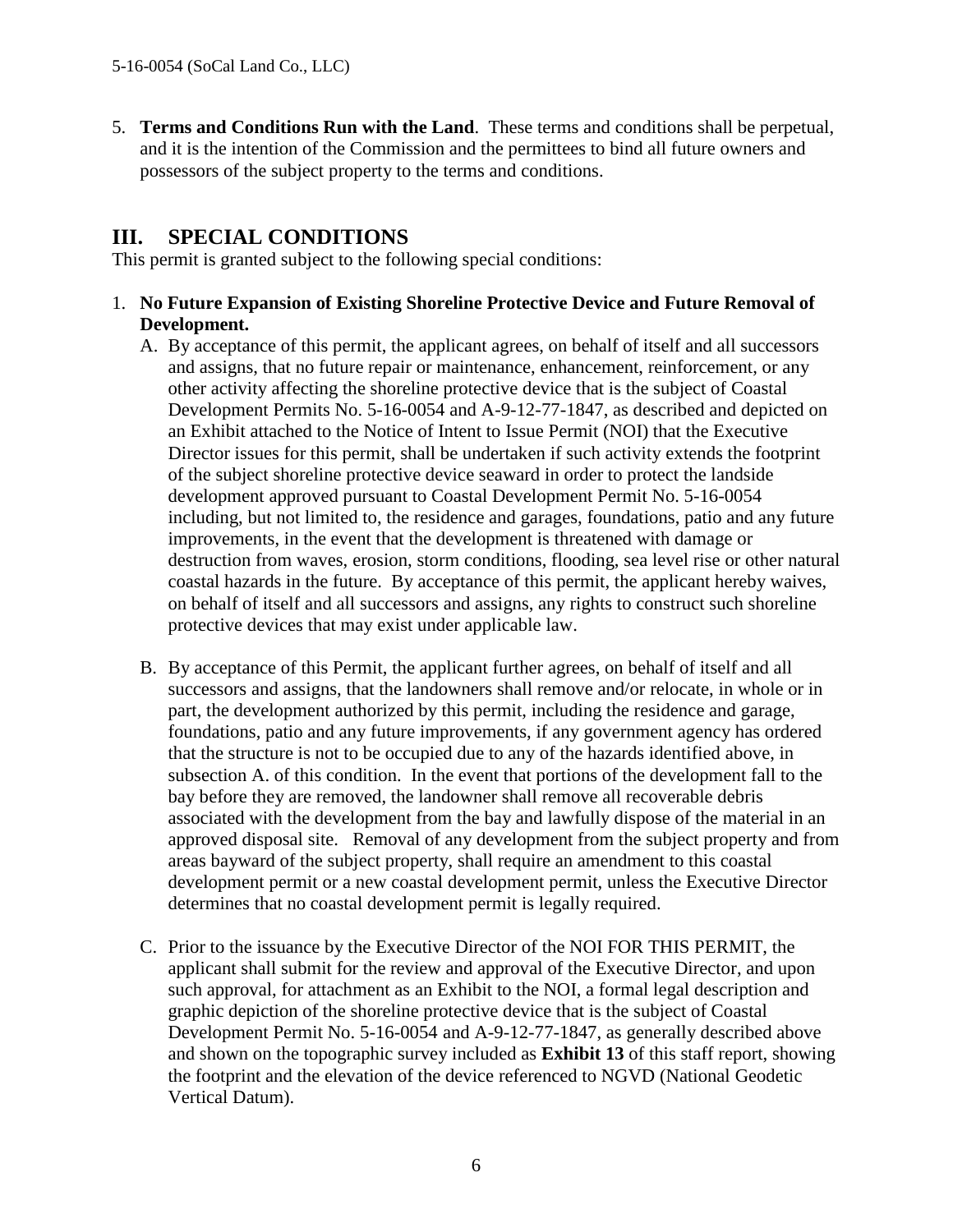5. **Terms and Conditions Run with the Land**. These terms and conditions shall be perpetual, and it is the intention of the Commission and the permittees to bind all future owners and possessors of the subject property to the terms and conditions.

## III. SPECIAL CONDITIONS

This permit is granted subject to the following special conditions:

1. **No Future Expansion of Existing Shoreline Protective Device and Future Removal of Development.**
   A. By acceptance of this permit, the applicant agrees, on behalf of itself and all successors and assigns, that no future repair or maintenance, enhancement, reinforcement, or any other activity affecting the shoreline protective device that is the subject of Coastal Development Permits No. 5-16-0054 and A-9-12-77-1847, as described and depicted on an Exhibit attached to the Notice of Intent to Issue Permit (NOI) that the Executive Director issues for this permit, shall be undertaken if such activity extends the footprint of the subject shoreline protective device seaward in order to protect the landside development approved pursuant to Coastal Development Permit No. 5-16-0054 including, but not limited to, the residence and garages, foundations, patio and any future improvements, in the event that the development is threatened with damage or destruction from waves, erosion, storm conditions, flooding, sea level rise or other natural coastal hazards in the future. By acceptance of this permit, the applicant hereby waives, on behalf of itself and all successors and assigns, any rights to construct such shoreline protective devices that may exist under applicable law.

   B. By acceptance of this Permit, the applicant further agrees, on behalf of itself and all successors and assigns, that the landowners shall remove and/or relocate, in whole or in part, the development authorized by this permit, including the residence and garage, foundations, patio and any future improvements, if any government agency has ordered that the structure is not to be occupied due to any of the hazards identified above, in subsection A. of this condition. In the event that portions of the development fall to the bay before they are removed, the landowner shall remove all recoverable debris associated with the development from the bay and lawfully dispose of the material in an approved disposal site. Removal of any development from the subject property and from areas bayward of the subject property, shall require an amendment to this coastal development permit or a new coastal development permit, unless the Executive Director determines that no coastal development permit is legally required.

   C. Prior to the issuance by the Executive Director of the NOI FOR THIS PERMIT, the applicant shall submit for the review and approval of the Executive Director, and upon such approval, for attachment as an Exhibit to the NOI, a formal legal description and graphic depiction of the shoreline protective device that is the subject of Coastal Development Permit No. 5-16-0054 and A-9-12-77-1847, as generally described above and shown on the topographic survey included as **Exhibit 13** of this staff report, showing the footprint and the elevation of the device referenced to NGVD (National Geodetic Vertical Datum).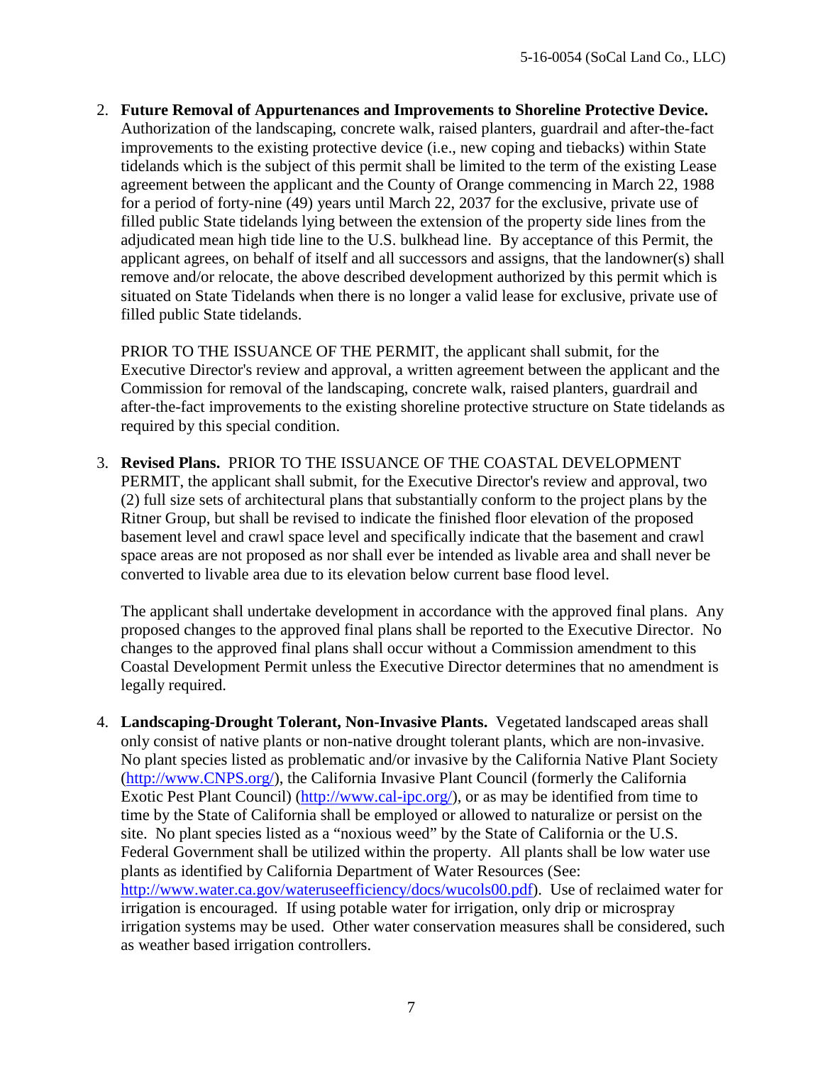2. **Future Removal of Appurtenances and Improvements to Shoreline Protective Device.** Authorization of the landscaping, concrete walk, raised planters, guardrail and after-the-fact improvements to the existing protective device (i.e., new coping and tiebacks) within State tidelands which is the subject of this permit shall be limited to the term of the existing Lease agreement between the applicant and the County of Orange commencing in March 22, 1988 for a period of forty-nine (49) years until March 22, 2037 for the exclusive, private use of filled public State tidelands lying between the extension of the property side lines from the adjudicated mean high tide line to the U.S. bulkhead line. By acceptance of this Permit, the applicant agrees, on behalf of itself and all successors and assigns, that the landowner(s) shall remove and/or relocate, the above described development authorized by this permit which is situated on State Tidelands when there is no longer a valid lease for exclusive, private use of filled public State tidelands.

   PRIOR TO THE ISSUANCE OF THE PERMIT, the applicant shall submit, for the Executive Director's review and approval, a written agreement between the applicant and the Commission for removal of the landscaping, concrete walk, raised planters, guardrail and after-the-fact improvements to the existing shoreline protective structure on State tidelands as required by this special condition.

3. **Revised Plans.** PRIOR TO THE ISSUANCE OF THE COASTAL DEVELOPMENT PERMIT, the applicant shall submit, for the Executive Director's review and approval, two (2) full size sets of architectural plans that substantially conform to the project plans by the Ritner Group, but shall be revised to indicate the finished floor elevation of the proposed basement level and crawl space level and specifically indicate that the basement and crawl space areas are not proposed as nor shall ever be intended as livable area and shall never be converted to livable area due to its elevation below current base flood level.

   The applicant shall undertake development in accordance with the approved final plans. Any proposed changes to the approved final plans shall be reported to the Executive Director. No changes to the approved final plans shall occur without a Commission amendment to this Coastal Development Permit unless the Executive Director determines that no amendment is legally required.

4. **Landscaping-Drought Tolerant, Non-Invasive Plants.** Vegetated landscaped areas shall only consist of native plants or non-native drought tolerant plants, which are non-invasive. No plant species listed as problematic and/or invasive by the California Native Plant Society (http://www.CNPS.org/), the California Invasive Plant Council (formerly the California Exotic Pest Plant Council) (http://www.cal-ipc.org/), or as may be identified from time to time by the State of California shall be employed or allowed to naturalize or persist on the site. No plant species listed as a "noxious weed" by the State of California or the U.S. Federal Government shall be utilized within the property. All plants shall be low water use plants as identified by California Department of Water Resources (See: http://www.water.ca.gov/wateruseefficiency/docs/wucols00.pdf). Use of reclaimed water for irrigation is encouraged. If using potable water for irrigation, only drip or microspray irrigation systems may be used. Other water conservation measures shall be considered, such as weather based irrigation controllers.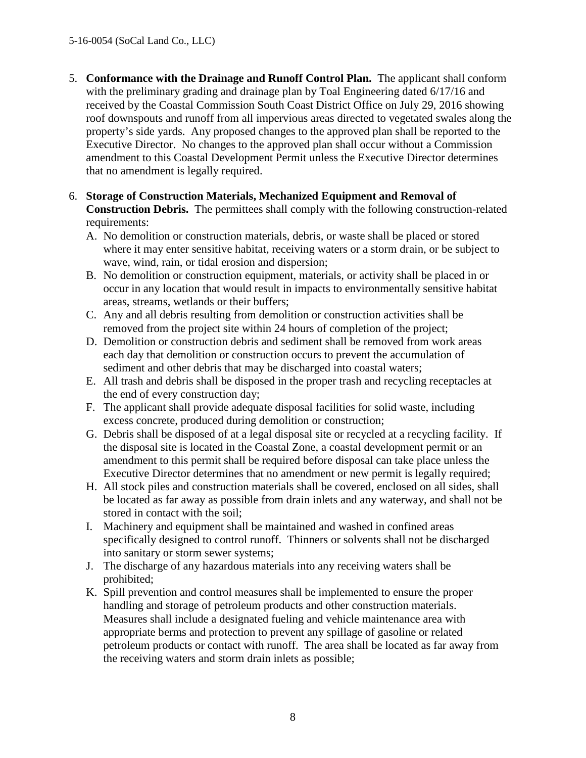5. **Conformance with the Drainage and Runoff Control Plan.** The applicant shall conform with the preliminary grading and drainage plan by Toal Engineering dated 6/17/16 and received by the Coastal Commission South Coast District Office on July 29, 2016 showing roof downspouts and runoff from all impervious areas directed to vegetated swales along the property's side yards. Any proposed changes to the approved plan shall be reported to the Executive Director. No changes to the approved plan shall occur without a Commission amendment to this Coastal Development Permit unless the Executive Director determines that no amendment is legally required.

6. **Storage of Construction Materials, Mechanized Equipment and Removal of Construction Debris.** The permittees shall comply with the following construction-related requirements:
   A. No demolition or construction materials, debris, or waste shall be placed or stored where it may enter sensitive habitat, receiving waters or a storm drain, or be subject to wave, wind, rain, or tidal erosion and dispersion;
   B. No demolition or construction equipment, materials, or activity shall be placed in or occur in any location that would result in impacts to environmentally sensitive habitat areas, streams, wetlands or their buffers;
   C. Any and all debris resulting from demolition or construction activities shall be removed from the project site within 24 hours of completion of the project;
   D. Demolition or construction debris and sediment shall be removed from work areas each day that demolition or construction occurs to prevent the accumulation of sediment and other debris that may be discharged into coastal waters;
   E. All trash and debris shall be disposed in the proper trash and recycling receptacles at the end of every construction day;
   F. The applicant shall provide adequate disposal facilities for solid waste, including excess concrete, produced during demolition or construction;
   G. Debris shall be disposed of at a legal disposal site or recycled at a recycling facility. If the disposal site is located in the Coastal Zone, a coastal development permit or an amendment to this permit shall be required before disposal can take place unless the Executive Director determines that no amendment or new permit is legally required;
   H. All stock piles and construction materials shall be covered, enclosed on all sides, shall be located as far away as possible from drain inlets and any waterway, and shall not be stored in contact with the soil;
   I. Machinery and equipment shall be maintained and washed in confined areas specifically designed to control runoff. Thinners or solvents shall not be discharged into sanitary or storm sewer systems;
   J. The discharge of any hazardous materials into any receiving waters shall be prohibited;
   K. Spill prevention and control measures shall be implemented to ensure the proper handling and storage of petroleum products and other construction materials. Measures shall include a designated fueling and vehicle maintenance area with appropriate berms and protection to prevent any spillage of gasoline or related petroleum products or contact with runoff. The area shall be located as far away from the receiving waters and storm drain inlets as possible;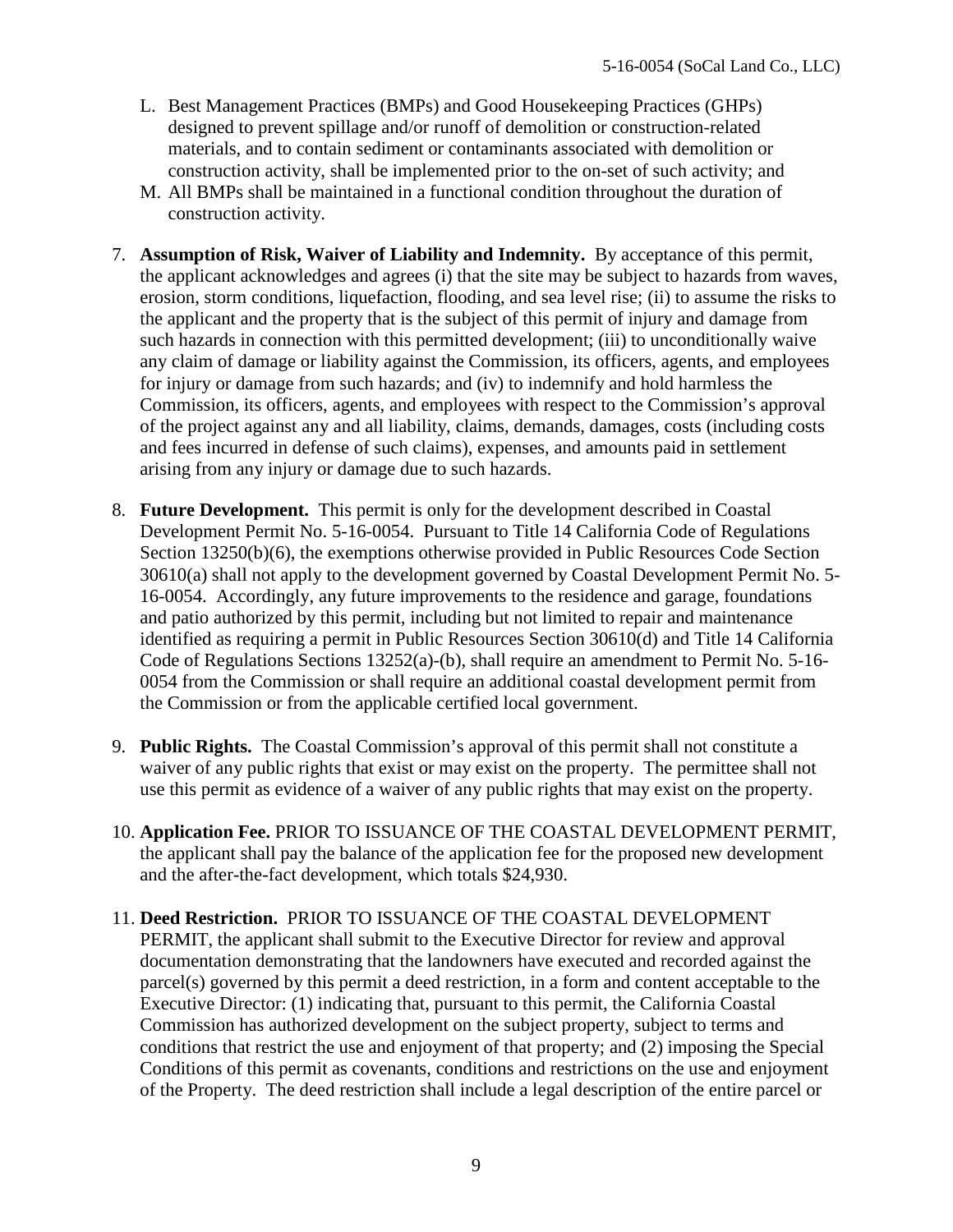L. Best Management Practices (BMPs) and Good Housekeeping Practices (GHPs) designed to prevent spillage and/or runoff of demolition or construction-related materials, and to contain sediment or contaminants associated with demolition or construction activity, shall be implemented prior to the on-set of such activity; and
M. All BMPs shall be maintained in a functional condition throughout the duration of construction activity.

7. **Assumption of Risk, Waiver of Liability and Indemnity.** By acceptance of this permit, the applicant acknowledges and agrees (i) that the site may be subject to hazards from waves, erosion, storm conditions, liquefaction, flooding, and sea level rise; (ii) to assume the risks to the applicant and the property that is the subject of this permit of injury and damage from such hazards in connection with this permitted development; (iii) to unconditionally waive any claim of damage or liability against the Commission, its officers, agents, and employees for injury or damage from such hazards; and (iv) to indemnify and hold harmless the Commission, its officers, agents, and employees with respect to the Commission's approval of the project against any and all liability, claims, demands, damages, costs (including costs and fees incurred in defense of such claims), expenses, and amounts paid in settlement arising from any injury or damage due to such hazards.

8. **Future Development.** This permit is only for the development described in Coastal Development Permit No. 5-16-0054. Pursuant to Title 14 California Code of Regulations Section 13250(b)(6), the exemptions otherwise provided in Public Resources Code Section 30610(a) shall not apply to the development governed by Coastal Development Permit No. 5-16-0054. Accordingly, any future improvements to the residence and garage, foundations and patio authorized by this permit, including but not limited to repair and maintenance identified as requiring a permit in Public Resources Section 30610(d) and Title 14 California Code of Regulations Sections 13252(a)-(b), shall require an amendment to Permit No. 5-16-0054 from the Commission or shall require an additional coastal development permit from the Commission or from the applicable certified local government.

9. **Public Rights.** The Coastal Commission's approval of this permit shall not constitute a waiver of any public rights that exist or may exist on the property. The permittee shall not use this permit as evidence of a waiver of any public rights that may exist on the property.

10. **Application Fee.** PRIOR TO ISSUANCE OF THE COASTAL DEVELOPMENT PERMIT, the applicant shall pay the balance of the application fee for the proposed new development and the after-the-fact development, which totals $24,930.

11. **Deed Restriction.** PRIOR TO ISSUANCE OF THE COASTAL DEVELOPMENT PERMIT, the applicant shall submit to the Executive Director for review and approval documentation demonstrating that the landowners have executed and recorded against the parcel(s) governed by this permit a deed restriction, in a form and content acceptable to the Executive Director: (1) indicating that, pursuant to this permit, the California Coastal Commission has authorized development on the subject property, subject to terms and conditions that restrict the use and enjoyment of that property; and (2) imposing the Special Conditions of this permit as covenants, conditions and restrictions on the use and enjoyment of the Property. The deed restriction shall include a legal description of the entire parcel or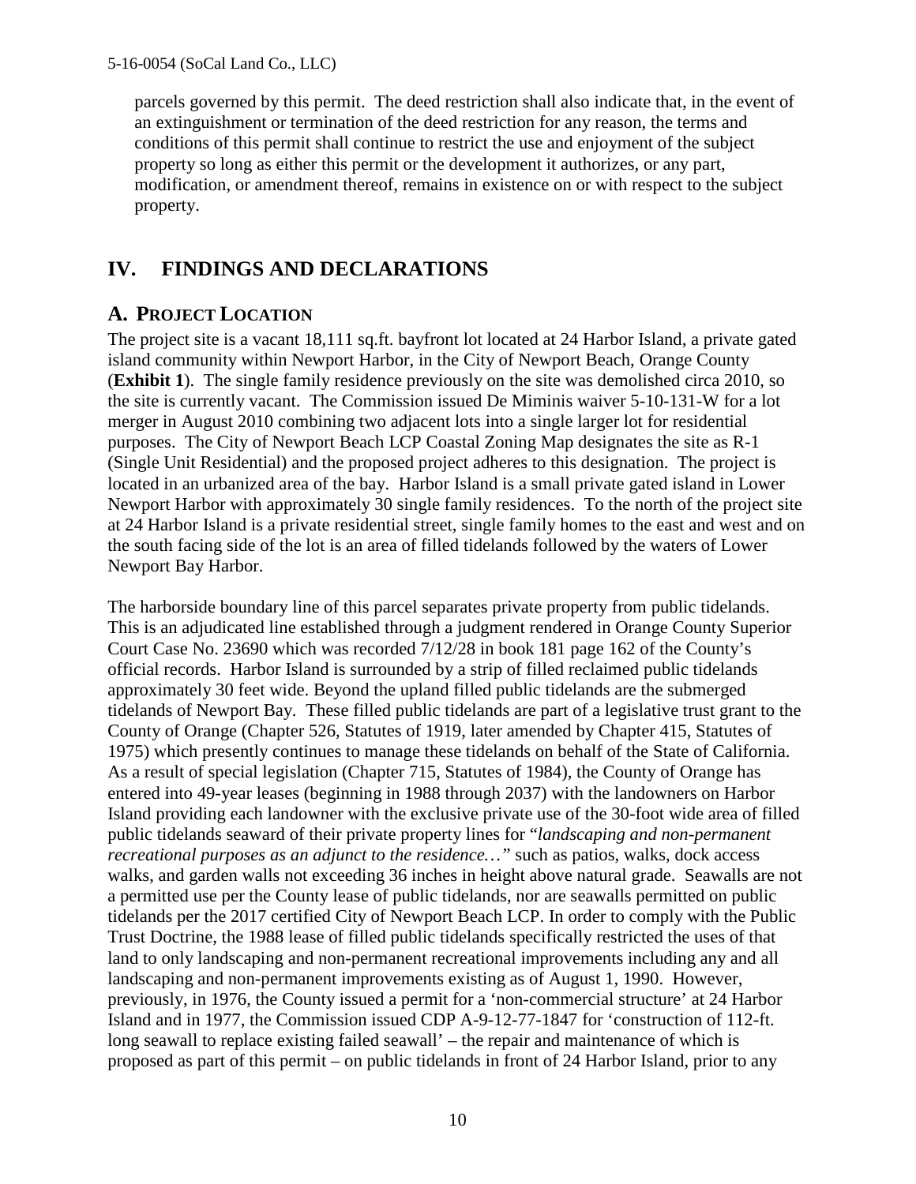parcels governed by this permit. The deed restriction shall also indicate that, in the event of an extinguishment or termination of the deed restriction for any reason, the terms and conditions of this permit shall continue to restrict the use and enjoyment of the subject property so long as either this permit or the development it authorizes, or any part, modification, or amendment thereof, remains in existence on or with respect to the subject property.

## IV. FINDINGS AND DECLARATIONS

### A. PROJECT LOCATION

The project site is a vacant 18,111 sq.ft. bayfront lot located at 24 Harbor Island, a private gated island community within Newport Harbor, in the City of Newport Beach, Orange County (**Exhibit 1**). The single family residence previously on the site was demolished circa 2010, so the site is currently vacant. The Commission issued De Miminis waiver 5-10-131-W for a lot merger in August 2010 combining two adjacent lots into a single larger lot for residential purposes. The City of Newport Beach LCP Coastal Zoning Map designates the site as R-1 (Single Unit Residential) and the proposed project adheres to this designation. The project is located in an urbanized area of the bay. Harbor Island is a small private gated island in Lower Newport Harbor with approximately 30 single family residences. To the north of the project site at 24 Harbor Island is a private residential street, single family homes to the east and west and on the south facing side of the lot is an area of filled tidelands followed by the waters of Lower Newport Bay Harbor.

The harborside boundary line of this parcel separates private property from public tidelands. This is an adjudicated line established through a judgment rendered in Orange County Superior Court Case No. 23690 which was recorded 7/12/28 in book 181 page 162 of the County's official records. Harbor Island is surrounded by a strip of filled reclaimed public tidelands approximately 30 feet wide. Beyond the upland filled public tidelands are the submerged tidelands of Newport Bay. These filled public tidelands are part of a legislative trust grant to the County of Orange (Chapter 526, Statutes of 1919, later amended by Chapter 415, Statutes of 1975) which presently continues to manage these tidelands on behalf of the State of California. As a result of special legislation (Chapter 715, Statutes of 1984), the County of Orange has entered into 49-year leases (beginning in 1988 through 2037) with the landowners on Harbor Island providing each landowner with the exclusive private use of the 30-foot wide area of filled public tidelands seaward of their private property lines for "*landscaping and non-permanent recreational purposes as an adjunct to the residence…*" such as patios, walks, dock access walks, and garden walls not exceeding 36 inches in height above natural grade. Seawalls are not a permitted use per the County lease of public tidelands, nor are seawalls permitted on public tidelands per the 2017 certified City of Newport Beach LCP. In order to comply with the Public Trust Doctrine, the 1988 lease of filled public tidelands specifically restricted the uses of that land to only landscaping and non-permanent recreational improvements including any and all landscaping and non-permanent improvements existing as of August 1, 1990. However, previously, in 1976, the County issued a permit for a 'non-commercial structure' at 24 Harbor Island and in 1977, the Commission issued CDP A-9-12-77-1847 for 'construction of 112-ft. long seawall to replace existing failed seawall' – the repair and maintenance of which is proposed as part of this permit – on public tidelands in front of 24 Harbor Island, prior to any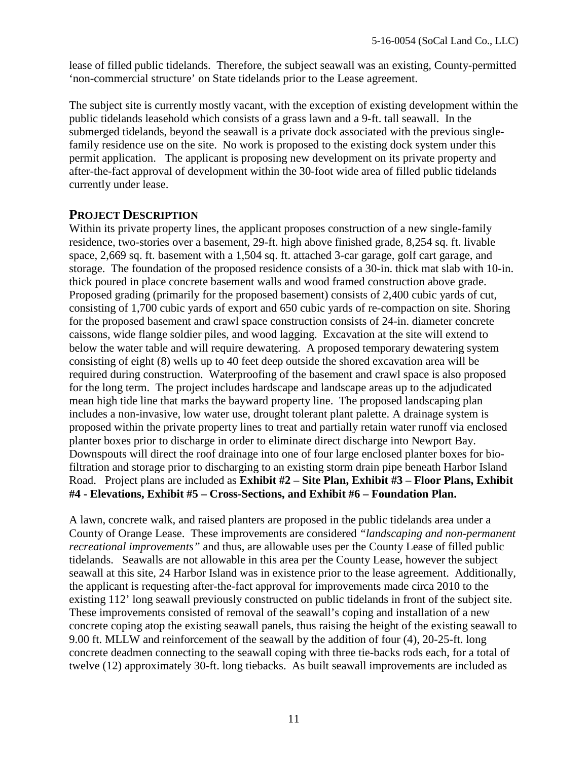lease of filled public tidelands. Therefore, the subject seawall was an existing, County-permitted 'non-commercial structure' on State tidelands prior to the Lease agreement.

The subject site is currently mostly vacant, with the exception of existing development within the public tidelands leasehold which consists of a grass lawn and a 9-ft. tall seawall. In the submerged tidelands, beyond the seawall is a private dock associated with the previous single-family residence use on the site. No work is proposed to the existing dock system under this permit application. The applicant is proposing new development on its private property and after-the-fact approval of development within the 30-foot wide area of filled public tidelands currently under lease.

## PROJECT DESCRIPTION

Within its private property lines, the applicant proposes construction of a new single-family residence, two-stories over a basement, 29-ft. high above finished grade, 8,254 sq. ft. livable space, 2,669 sq. ft. basement with a 1,504 sq. ft. attached 3-car garage, golf cart garage, and storage. The foundation of the proposed residence consists of a 30-in. thick mat slab with 10-in. thick poured in place concrete basement walls and wood framed construction above grade. Proposed grading (primarily for the proposed basement) consists of 2,400 cubic yards of cut, consisting of 1,700 cubic yards of export and 650 cubic yards of re-compaction on site. Shoring for the proposed basement and crawl space construction consists of 24-in. diameter concrete caissons, wide flange soldier piles, and wood lagging. Excavation at the site will extend to below the water table and will require dewatering. A proposed temporary dewatering system consisting of eight (8) wells up to 40 feet deep outside the shored excavation area will be required during construction. Waterproofing of the basement and crawl space is also proposed for the long term. The project includes hardscape and landscape areas up to the adjudicated mean high tide line that marks the bayward property line. The proposed landscaping plan includes a non-invasive, low water use, drought tolerant plant palette. A drainage system is proposed within the private property lines to treat and partially retain water runoff via enclosed planter boxes prior to discharge in order to eliminate direct discharge into Newport Bay. Downspouts will direct the roof drainage into one of four large enclosed planter boxes for bio-filtration and storage prior to discharging to an existing storm drain pipe beneath Harbor Island Road. Project plans are included as **Exhibit #2 – Site Plan, Exhibit #3 – Floor Plans, Exhibit #4 - Elevations, Exhibit #5 – Cross-Sections, and Exhibit #6 – Foundation Plan.**

A lawn, concrete walk, and raised planters are proposed in the public tidelands area under a County of Orange Lease. These improvements are considered *"landscaping and non-permanent recreational improvements"* and thus, are allowable uses per the County Lease of filled public tidelands. Seawalls are not allowable in this area per the County Lease, however the subject seawall at this site, 24 Harbor Island was in existence prior to the lease agreement. Additionally, the applicant is requesting after-the-fact approval for improvements made circa 2010 to the existing 112' long seawall previously constructed on public tidelands in front of the subject site. These improvements consisted of removal of the seawall's coping and installation of a new concrete coping atop the existing seawall panels, thus raising the height of the existing seawall to 9.00 ft. MLLW and reinforcement of the seawall by the addition of four (4), 20-25-ft. long concrete deadmen connecting to the seawall coping with three tie-backs rods each, for a total of twelve (12) approximately 30-ft. long tiebacks. As built seawall improvements are included as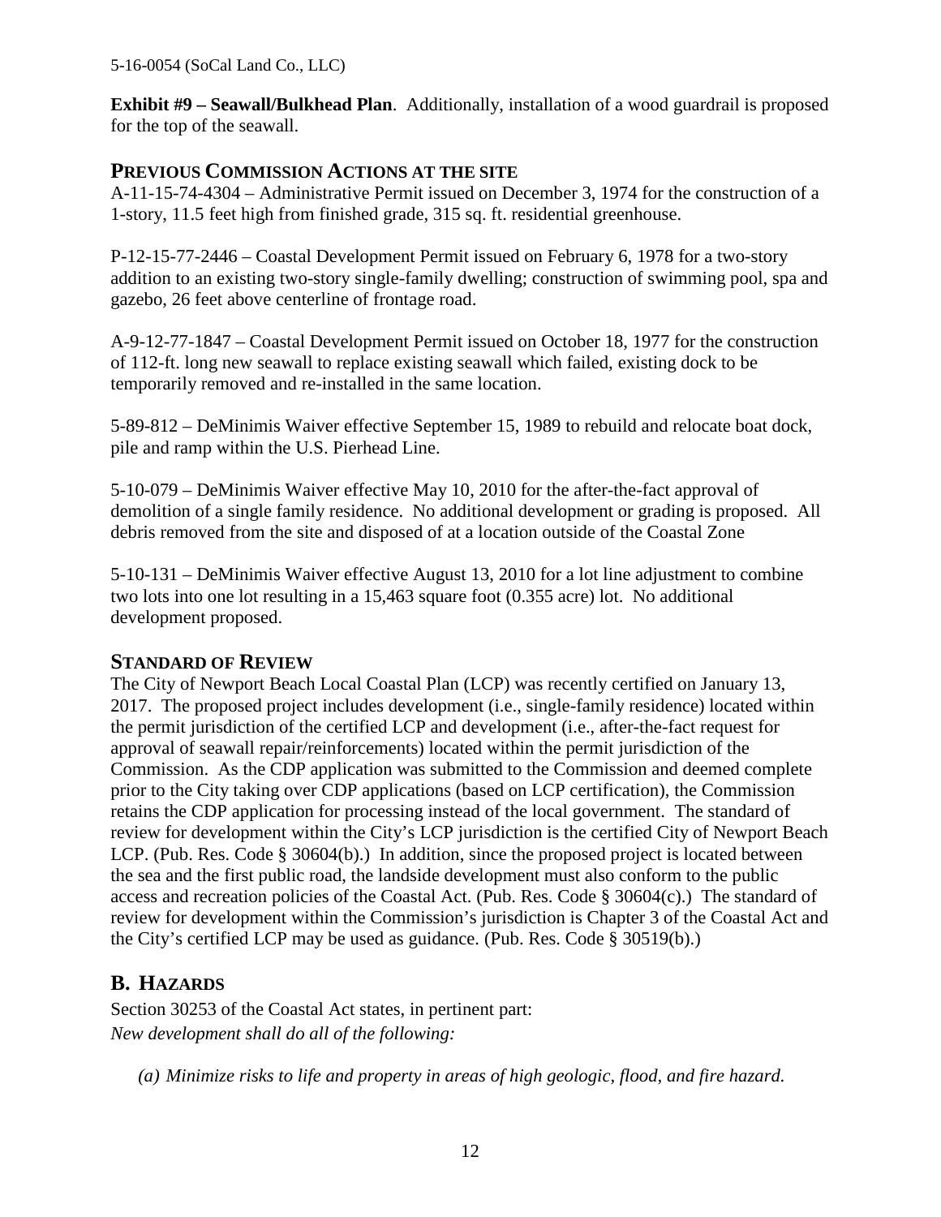**Exhibit #9 – Seawall/Bulkhead Plan**. Additionally, installation of a wood guardrail is proposed for the top of the seawall.

## PREVIOUS COMMISSION ACTIONS AT THE SITE

A-11-15-74-4304 – Administrative Permit issued on December 3, 1974 for the construction of a 1-story, 11.5 feet high from finished grade, 315 sq. ft. residential greenhouse.

P-12-15-77-2446 – Coastal Development Permit issued on February 6, 1978 for a two-story addition to an existing two-story single-family dwelling; construction of swimming pool, spa and gazebo, 26 feet above centerline of frontage road.

A-9-12-77-1847 – Coastal Development Permit issued on October 18, 1977 for the construction of 112-ft. long new seawall to replace existing seawall which failed, existing dock to be temporarily removed and re-installed in the same location.

5-89-812 – DeMinimis Waiver effective September 15, 1989 to rebuild and relocate boat dock, pile and ramp within the U.S. Pierhead Line.

5-10-079 – DeMinimis Waiver effective May 10, 2010 for the after-the-fact approval of demolition of a single family residence. No additional development or grading is proposed. All debris removed from the site and disposed of at a location outside of the Coastal Zone

5-10-131 – DeMinimis Waiver effective August 13, 2010 for a lot line adjustment to combine two lots into one lot resulting in a 15,463 square foot (0.355 acre) lot. No additional development proposed.

## STANDARD OF REVIEW

The City of Newport Beach Local Coastal Plan (LCP) was recently certified on January 13, 2017. The proposed project includes development (i.e., single-family residence) located within the permit jurisdiction of the certified LCP and development (i.e., after-the-fact request for approval of seawall repair/reinforcements) located within the permit jurisdiction of the Commission. As the CDP application was submitted to the Commission and deemed complete prior to the City taking over CDP applications (based on LCP certification), the Commission retains the CDP application for processing instead of the local government. The standard of review for development within the City's LCP jurisdiction is the certified City of Newport Beach LCP. (Pub. Res. Code § 30604(b).) In addition, since the proposed project is located between the sea and the first public road, the landside development must also conform to the public access and recreation policies of the Coastal Act. (Pub. Res. Code § 30604(c).) The standard of review for development within the Commission's jurisdiction is Chapter 3 of the Coastal Act and the City's certified LCP may be used as guidance. (Pub. Res. Code § 30519(b).)

## B. HAZARDS

Section 30253 of the Coastal Act states, in pertinent part:
*New development shall do all of the following:*

*(a) Minimize risks to life and property in areas of high geologic, flood, and fire hazard.*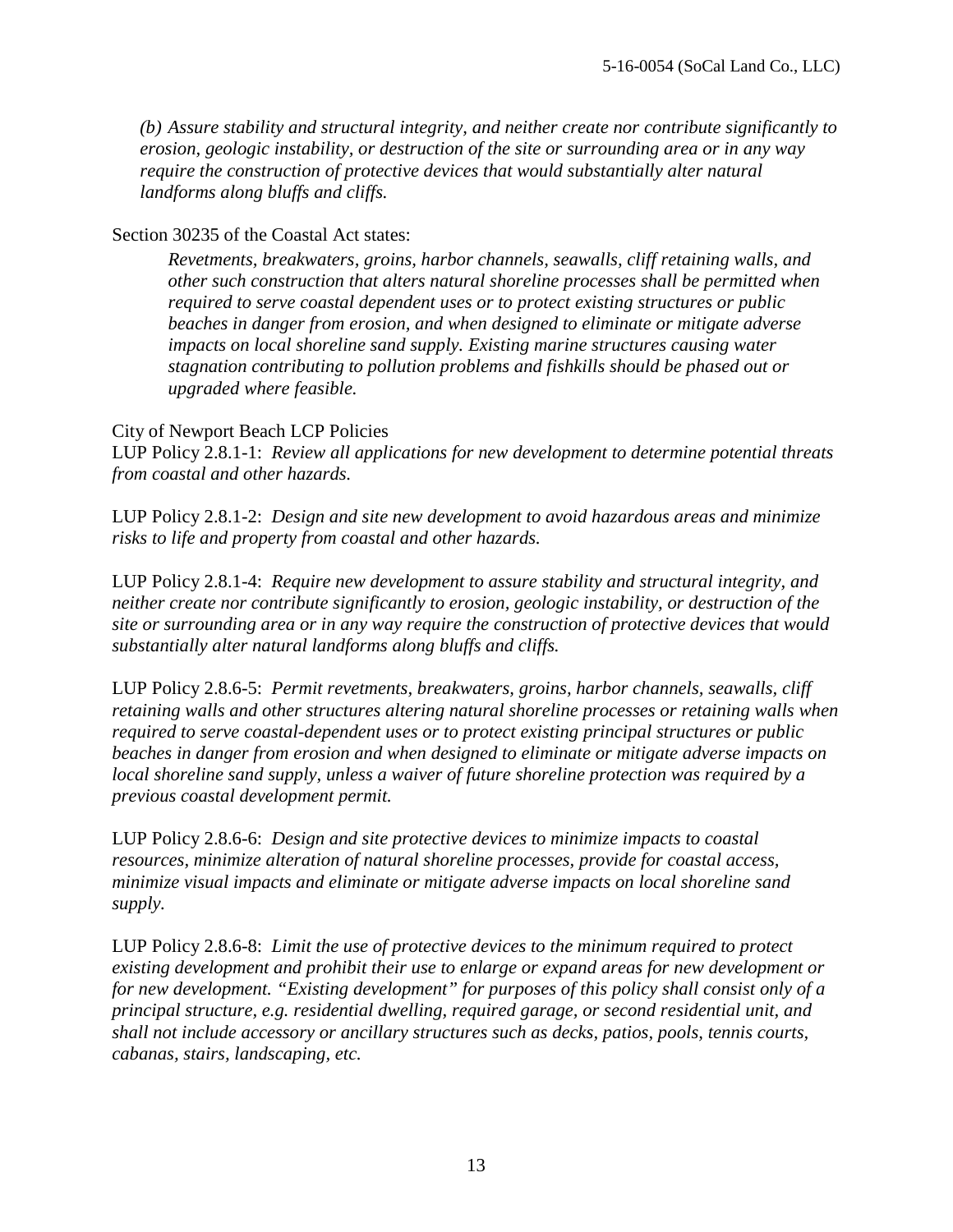*(b) Assure stability and structural integrity, and neither create nor contribute significantly to erosion, geologic instability, or destruction of the site or surrounding area or in any way require the construction of protective devices that would substantially alter natural landforms along bluffs and cliffs.*

Section 30235 of the Coastal Act states:

> *Revetments, breakwaters, groins, harbor channels, seawalls, cliff retaining walls, and other such construction that alters natural shoreline processes shall be permitted when required to serve coastal dependent uses or to protect existing structures or public beaches in danger from erosion, and when designed to eliminate or mitigate adverse impacts on local shoreline sand supply. Existing marine structures causing water stagnation contributing to pollution problems and fishkills should be phased out or upgraded where feasible.*

City of Newport Beach LCP Policies

LUP Policy 2.8.1-1: *Review all applications for new development to determine potential threats from coastal and other hazards.*

LUP Policy 2.8.1-2: *Design and site new development to avoid hazardous areas and minimize risks to life and property from coastal and other hazards.*

LUP Policy 2.8.1-4: *Require new development to assure stability and structural integrity, and neither create nor contribute significantly to erosion, geologic instability, or destruction of the site or surrounding area or in any way require the construction of protective devices that would substantially alter natural landforms along bluffs and cliffs.*

LUP Policy 2.8.6-5: *Permit revetments, breakwaters, groins, harbor channels, seawalls, cliff retaining walls and other structures altering natural shoreline processes or retaining walls when required to serve coastal-dependent uses or to protect existing principal structures or public beaches in danger from erosion and when designed to eliminate or mitigate adverse impacts on local shoreline sand supply, unless a waiver of future shoreline protection was required by a previous coastal development permit.*

LUP Policy 2.8.6-6: *Design and site protective devices to minimize impacts to coastal resources, minimize alteration of natural shoreline processes, provide for coastal access, minimize visual impacts and eliminate or mitigate adverse impacts on local shoreline sand supply.*

LUP Policy 2.8.6-8: *Limit the use of protective devices to the minimum required to protect existing development and prohibit their use to enlarge or expand areas for new development or for new development. "Existing development" for purposes of this policy shall consist only of a principal structure, e.g. residential dwelling, required garage, or second residential unit, and shall not include accessory or ancillary structures such as decks, patios, pools, tennis courts, cabanas, stairs, landscaping, etc.*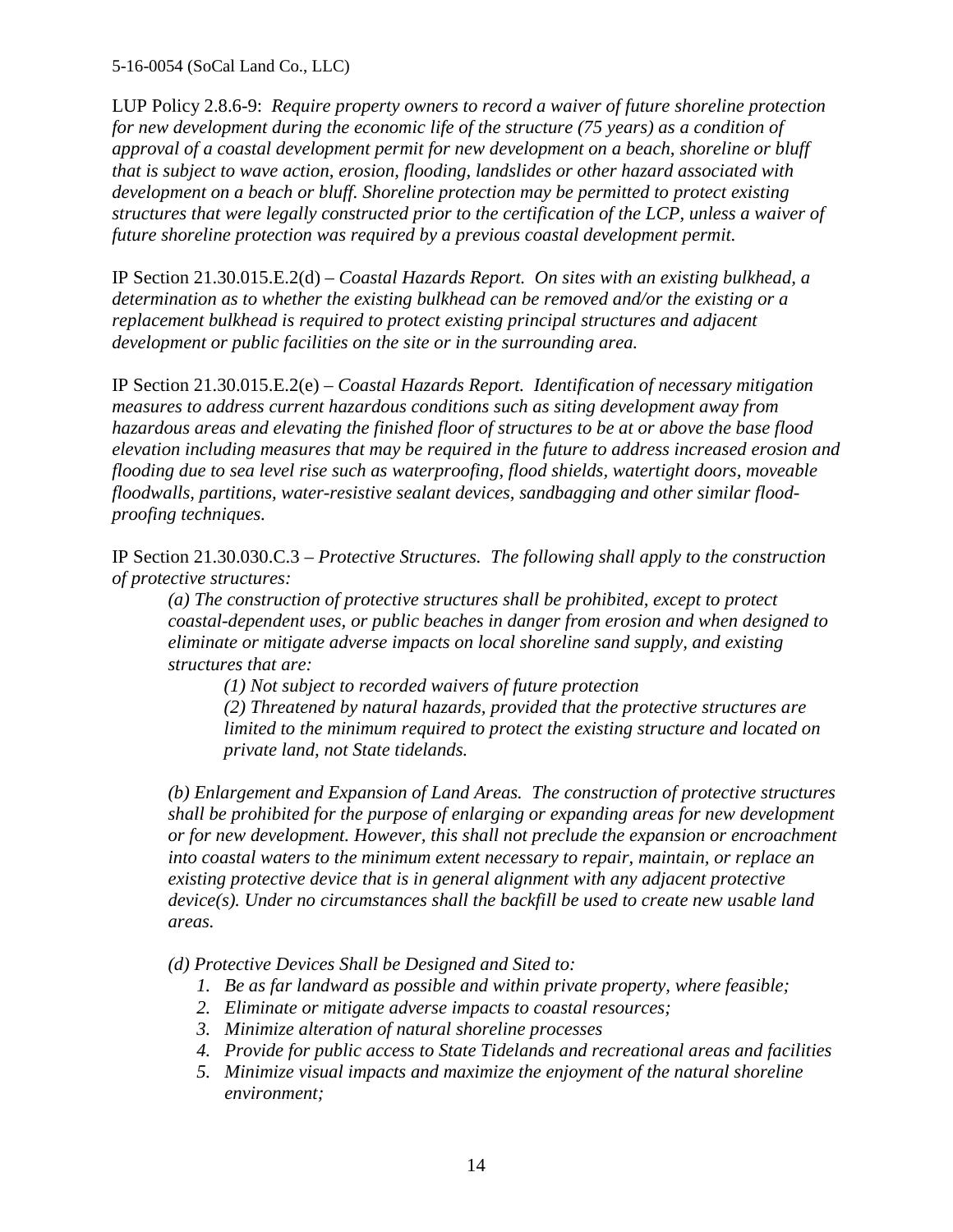LUP Policy 2.8.6-9: *Require property owners to record a waiver of future shoreline protection for new development during the economic life of the structure (75 years) as a condition of approval of a coastal development permit for new development on a beach, shoreline or bluff that is subject to wave action, erosion, flooding, landslides or other hazard associated with development on a beach or bluff. Shoreline protection may be permitted to protect existing structures that were legally constructed prior to the certification of the LCP, unless a waiver of future shoreline protection was required by a previous coastal development permit.*

IP Section 21.30.015.E.2(d) – *Coastal Hazards Report. On sites with an existing bulkhead, a determination as to whether the existing bulkhead can be removed and/or the existing or a replacement bulkhead is required to protect existing principal structures and adjacent development or public facilities on the site or in the surrounding area.*

IP Section 21.30.015.E.2(e) – *Coastal Hazards Report. Identification of necessary mitigation measures to address current hazardous conditions such as siting development away from hazardous areas and elevating the finished floor of structures to be at or above the base flood elevation including measures that may be required in the future to address increased erosion and flooding due to sea level rise such as waterproofing, flood shields, watertight doors, moveable floodwalls, partitions, water-resistive sealant devices, sandbagging and other similar flood-proofing techniques.*

IP Section 21.30.030.C.3 – *Protective Structures. The following shall apply to the construction of protective structures:*

> *(a) The construction of protective structures shall be prohibited, except to protect coastal-dependent uses, or public beaches in danger from erosion and when designed to eliminate or mitigate adverse impacts on local shoreline sand supply, and existing structures that are:*
>
> > *(1) Not subject to recorded waivers of future protection*
> >
> > *(2) Threatened by natural hazards, provided that the protective structures are limited to the minimum required to protect the existing structure and located on private land, not State tidelands.*
>
> *(b) Enlargement and Expansion of Land Areas. The construction of protective structures shall be prohibited for the purpose of enlarging or expanding areas for new development or for new development. However, this shall not preclude the expansion or encroachment into coastal waters to the minimum extent necessary to repair, maintain, or replace an existing protective device that is in general alignment with any adjacent protective device(s). Under no circumstances shall the backfill be used to create new usable land areas.*
>
> *(d) Protective Devices Shall be Designed and Sited to:*
>
> 1. *Be as far landward as possible and within private property, where feasible;*
> 2. *Eliminate or mitigate adverse impacts to coastal resources;*
> 3. *Minimize alteration of natural shoreline processes*
> 4. *Provide for public access to State Tidelands and recreational areas and facilities*
> 5. *Minimize visual impacts and maximize the enjoyment of the natural shoreline environment;*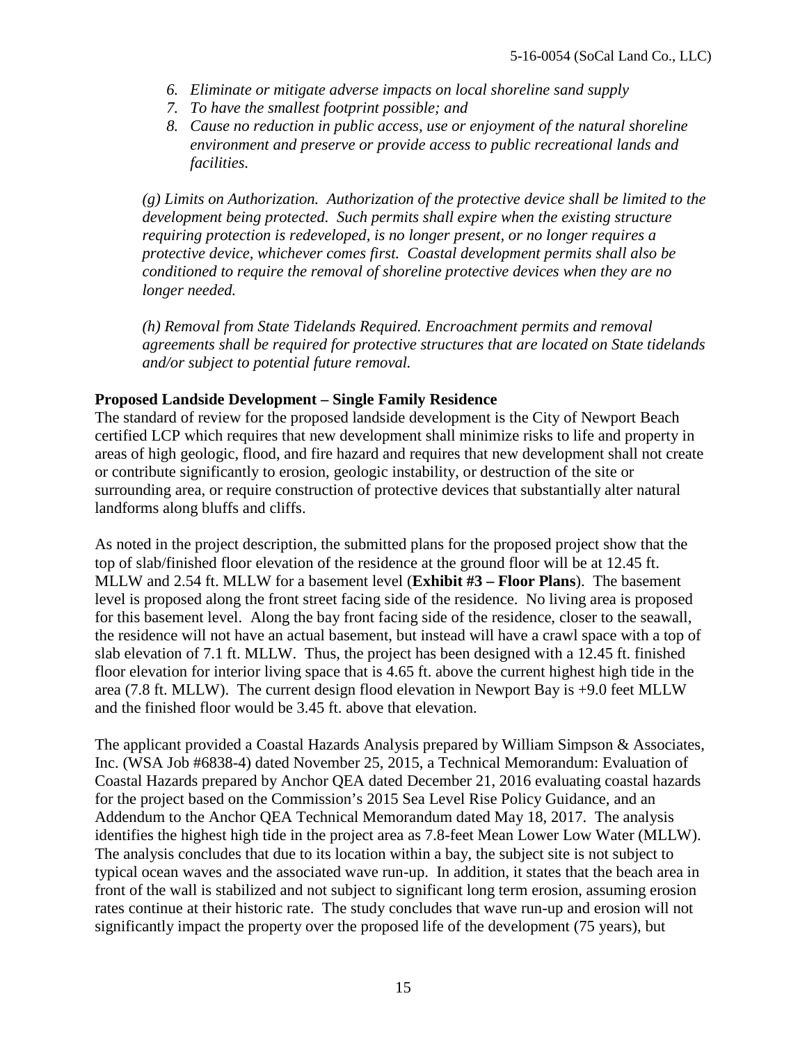6. *Eliminate or mitigate adverse impacts on local shoreline sand supply*
7. *To have the smallest footprint possible; and*
8. *Cause no reduction in public access, use or enjoyment of the natural shoreline environment and preserve or provide access to public recreational lands and facilities.*

*(g) Limits on Authorization. Authorization of the protective device shall be limited to the development being protected. Such permits shall expire when the existing structure requiring protection is redeveloped, is no longer present, or no longer requires a protective device, whichever comes first. Coastal development permits shall also be conditioned to require the removal of shoreline protective devices when they are no longer needed.*

*(h) Removal from State Tidelands Required. Encroachment permits and removal agreements shall be required for protective structures that are located on State tidelands and/or subject to potential future removal.*

**Proposed Landside Development – Single Family Residence**

The standard of review for the proposed landside development is the City of Newport Beach certified LCP which requires that new development shall minimize risks to life and property in areas of high geologic, flood, and fire hazard and requires that new development shall not create or contribute significantly to erosion, geologic instability, or destruction of the site or surrounding area, or require construction of protective devices that substantially alter natural landforms along bluffs and cliffs.

As noted in the project description, the submitted plans for the proposed project show that the top of slab/finished floor elevation of the residence at the ground floor will be at 12.45 ft. MLLW and 2.54 ft. MLLW for a basement level (**Exhibit #3 – Floor Plans**). The basement level is proposed along the front street facing side of the residence. No living area is proposed for this basement level. Along the bay front facing side of the residence, closer to the seawall, the residence will not have an actual basement, but instead will have a crawl space with a top of slab elevation of 7.1 ft. MLLW. Thus, the project has been designed with a 12.45 ft. finished floor elevation for interior living space that is 4.65 ft. above the current highest high tide in the area (7.8 ft. MLLW). The current design flood elevation in Newport Bay is +9.0 feet MLLW and the finished floor would be 3.45 ft. above that elevation.

The applicant provided a Coastal Hazards Analysis prepared by William Simpson & Associates, Inc. (WSA Job #6838-4) dated November 25, 2015, a Technical Memorandum: Evaluation of Coastal Hazards prepared by Anchor QEA dated December 21, 2016 evaluating coastal hazards for the project based on the Commission's 2015 Sea Level Rise Policy Guidance, and an Addendum to the Anchor QEA Technical Memorandum dated May 18, 2017. The analysis identifies the highest high tide in the project area as 7.8-feet Mean Lower Low Water (MLLW). The analysis concludes that due to its location within a bay, the subject site is not subject to typical ocean waves and the associated wave run-up. In addition, it states that the beach area in front of the wall is stabilized and not subject to significant long term erosion, assuming erosion rates continue at their historic rate. The study concludes that wave run-up and erosion will not significantly impact the property over the proposed life of the development (75 years), but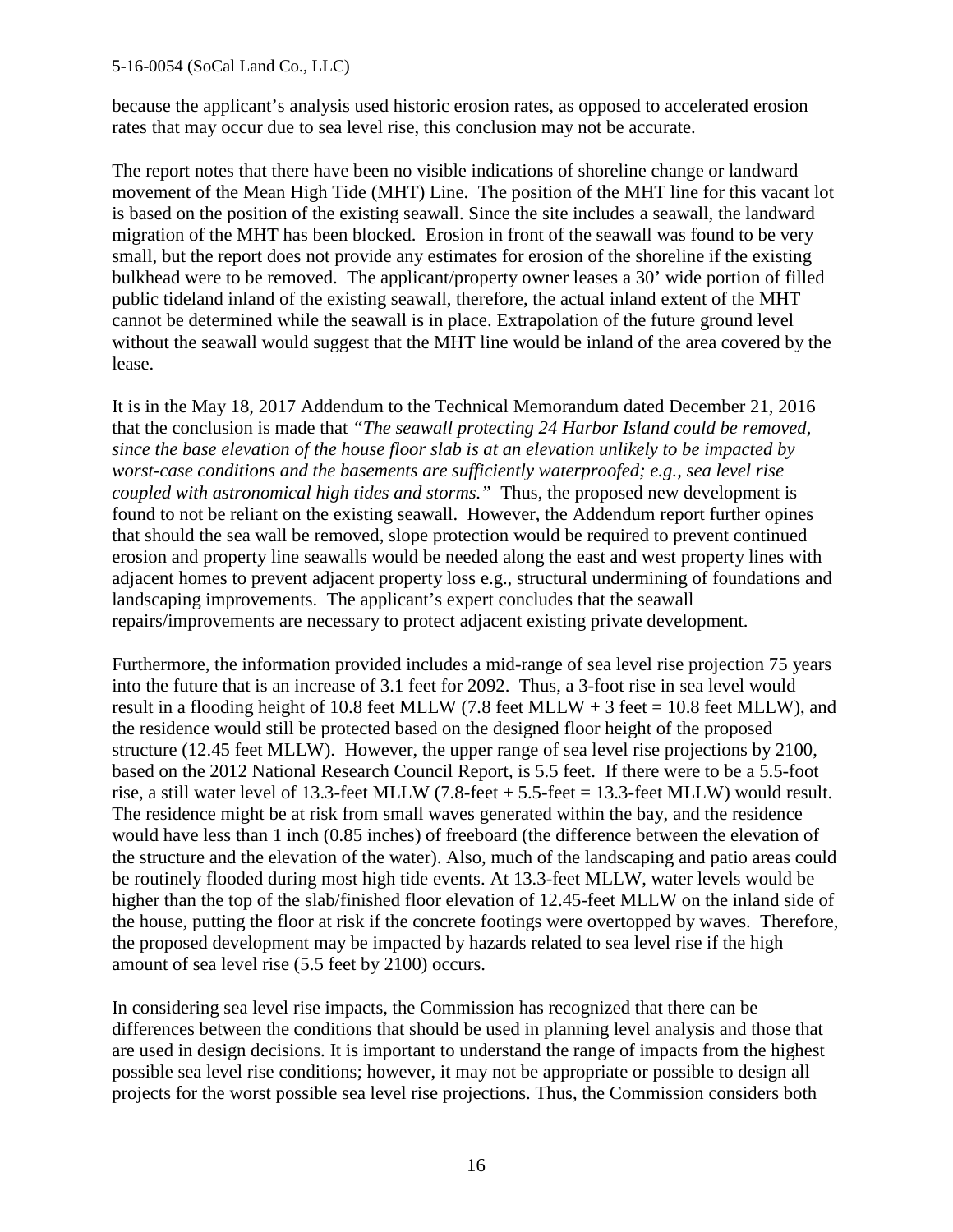because the applicant's analysis used historic erosion rates, as opposed to accelerated erosion rates that may occur due to sea level rise, this conclusion may not be accurate.

The report notes that there have been no visible indications of shoreline change or landward movement of the Mean High Tide (MHT) Line. The position of the MHT line for this vacant lot is based on the position of the existing seawall. Since the site includes a seawall, the landward migration of the MHT has been blocked. Erosion in front of the seawall was found to be very small, but the report does not provide any estimates for erosion of the shoreline if the existing bulkhead were to be removed. The applicant/property owner leases a 30' wide portion of filled public tideland inland of the existing seawall, therefore, the actual inland extent of the MHT cannot be determined while the seawall is in place. Extrapolation of the future ground level without the seawall would suggest that the MHT line would be inland of the area covered by the lease.

It is in the May 18, 2017 Addendum to the Technical Memorandum dated December 21, 2016 that the conclusion is made that *"The seawall protecting 24 Harbor Island could be removed, since the base elevation of the house floor slab is at an elevation unlikely to be impacted by worst-case conditions and the basements are sufficiently waterproofed; e.g., sea level rise coupled with astronomical high tides and storms."* Thus, the proposed new development is found to not be reliant on the existing seawall. However, the Addendum report further opines that should the sea wall be removed, slope protection would be required to prevent continued erosion and property line seawalls would be needed along the east and west property lines with adjacent homes to prevent adjacent property loss e.g., structural undermining of foundations and landscaping improvements. The applicant's expert concludes that the seawall repairs/improvements are necessary to protect adjacent existing private development.

Furthermore, the information provided includes a mid-range of sea level rise projection 75 years into the future that is an increase of 3.1 feet for 2092. Thus, a 3-foot rise in sea level would result in a flooding height of 10.8 feet MLLW (7.8 feet MLLW + 3 feet = 10.8 feet MLLW), and the residence would still be protected based on the designed floor height of the proposed structure (12.45 feet MLLW). However, the upper range of sea level rise projections by 2100, based on the 2012 National Research Council Report, is 5.5 feet. If there were to be a 5.5-foot rise, a still water level of 13.3-feet MLLW (7.8-feet + 5.5-feet = 13.3-feet MLLW) would result. The residence might be at risk from small waves generated within the bay, and the residence would have less than 1 inch (0.85 inches) of freeboard (the difference between the elevation of the structure and the elevation of the water). Also, much of the landscaping and patio areas could be routinely flooded during most high tide events. At 13.3-feet MLLW, water levels would be higher than the top of the slab/finished floor elevation of 12.45-feet MLLW on the inland side of the house, putting the floor at risk if the concrete footings were overtopped by waves. Therefore, the proposed development may be impacted by hazards related to sea level rise if the high amount of sea level rise (5.5 feet by 2100) occurs.

In considering sea level rise impacts, the Commission has recognized that there can be differences between the conditions that should be used in planning level analysis and those that are used in design decisions. It is important to understand the range of impacts from the highest possible sea level rise conditions; however, it may not be appropriate or possible to design all projects for the worst possible sea level rise projections. Thus, the Commission considers both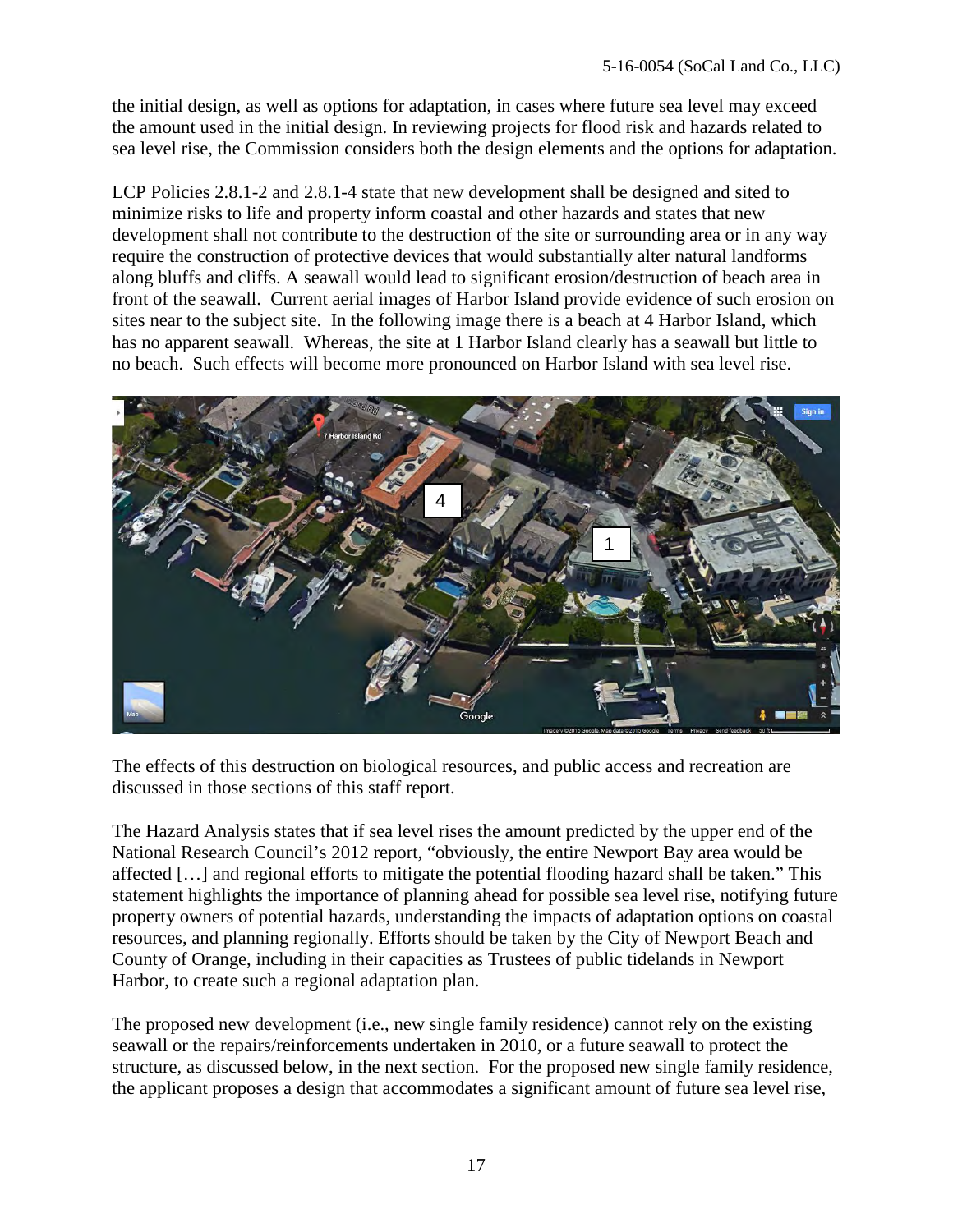the initial design, as well as options for adaptation, in cases where future sea level may exceed the amount used in the initial design. In reviewing projects for flood risk and hazards related to sea level rise, the Commission considers both the design elements and the options for adaptation.

LCP Policies 2.8.1-2 and 2.8.1-4 state that new development shall be designed and sited to minimize risks to life and property inform coastal and other hazards and states that new development shall not contribute to the destruction of the site or surrounding area or in any way require the construction of protective devices that would substantially alter natural landforms along bluffs and cliffs. A seawall would lead to significant erosion/destruction of beach area in front of the seawall. Current aerial images of Harbor Island provide evidence of such erosion on sites near to the subject site. In the following image there is a beach at 4 Harbor Island, which has no apparent seawall. Whereas, the site at 1 Harbor Island clearly has a seawall but little to no beach. Such effects will become more pronounced on Harbor Island with sea level rise.

The effects of this destruction on biological resources, and public access and recreation are discussed in those sections of this staff report.

The Hazard Analysis states that if sea level rises the amount predicted by the upper end of the National Research Council's 2012 report, "obviously, the entire Newport Bay area would be affected […] and regional efforts to mitigate the potential flooding hazard shall be taken." This statement highlights the importance of planning ahead for possible sea level rise, notifying future property owners of potential hazards, understanding the impacts of adaptation options on coastal resources, and planning regionally. Efforts should be taken by the City of Newport Beach and County of Orange, including in their capacities as Trustees of public tidelands in Newport Harbor, to create such a regional adaptation plan.

The proposed new development (i.e., new single family residence) cannot rely on the existing seawall or the repairs/reinforcements undertaken in 2010, or a future seawall to protect the structure, as discussed below, in the next section. For the proposed new single family residence, the applicant proposes a design that accommodates a significant amount of future sea level rise,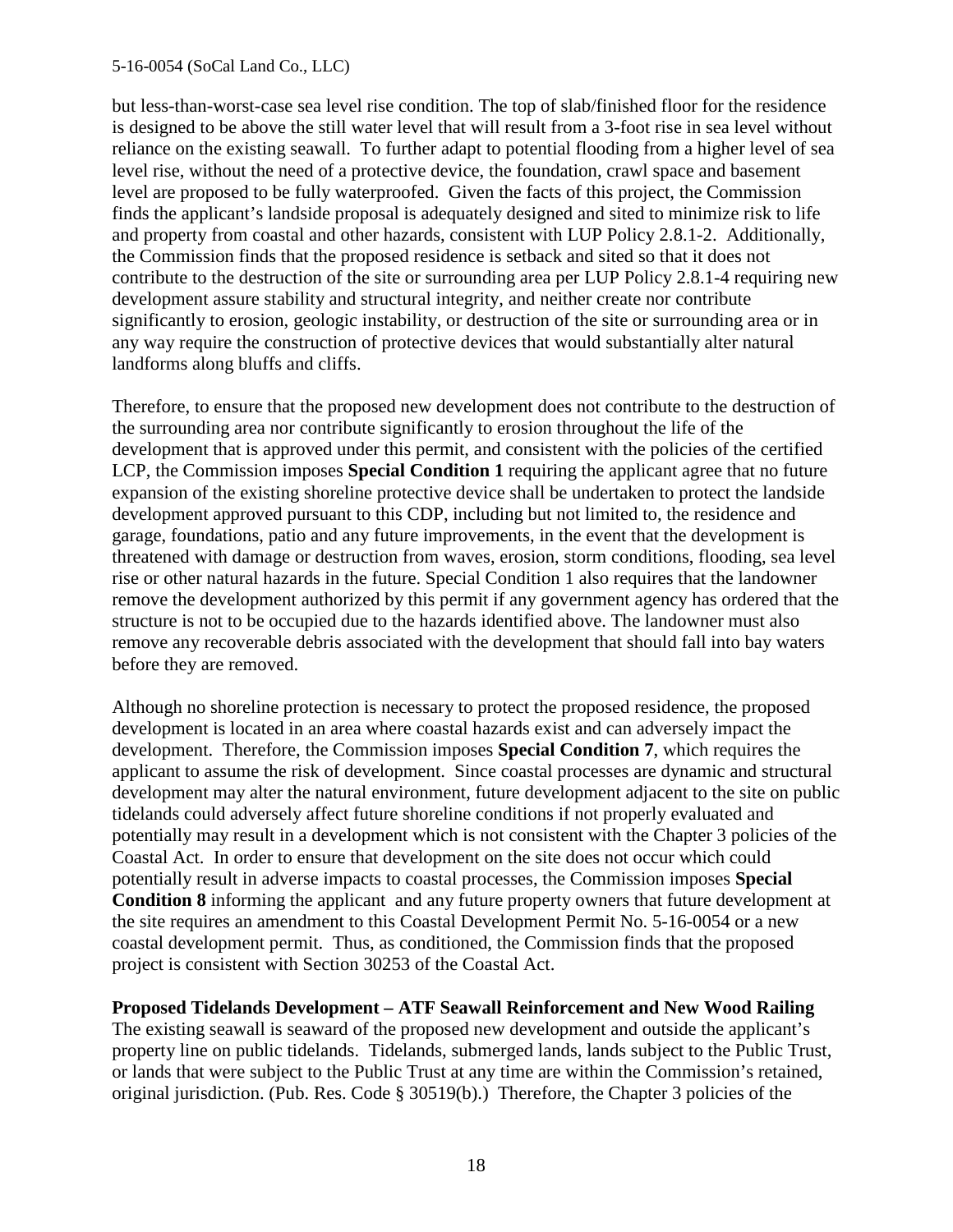but less-than-worst-case sea level rise condition. The top of slab/finished floor for the residence is designed to be above the still water level that will result from a 3-foot rise in sea level without reliance on the existing seawall. To further adapt to potential flooding from a higher level of sea level rise, without the need of a protective device, the foundation, crawl space and basement level are proposed to be fully waterproofed. Given the facts of this project, the Commission finds the applicant's landside proposal is adequately designed and sited to minimize risk to life and property from coastal and other hazards, consistent with LUP Policy 2.8.1-2. Additionally, the Commission finds that the proposed residence is setback and sited so that it does not contribute to the destruction of the site or surrounding area per LUP Policy 2.8.1-4 requiring new development assure stability and structural integrity, and neither create nor contribute significantly to erosion, geologic instability, or destruction of the site or surrounding area or in any way require the construction of protective devices that would substantially alter natural landforms along bluffs and cliffs.

Therefore, to ensure that the proposed new development does not contribute to the destruction of the surrounding area nor contribute significantly to erosion throughout the life of the development that is approved under this permit, and consistent with the policies of the certified LCP, the Commission imposes **Special Condition 1** requiring the applicant agree that no future expansion of the existing shoreline protective device shall be undertaken to protect the landside development approved pursuant to this CDP, including but not limited to, the residence and garage, foundations, patio and any future improvements, in the event that the development is threatened with damage or destruction from waves, erosion, storm conditions, flooding, sea level rise or other natural hazards in the future. Special Condition 1 also requires that the landowner remove the development authorized by this permit if any government agency has ordered that the structure is not to be occupied due to the hazards identified above. The landowner must also remove any recoverable debris associated with the development that should fall into bay waters before they are removed.

Although no shoreline protection is necessary to protect the proposed residence, the proposed development is located in an area where coastal hazards exist and can adversely impact the development. Therefore, the Commission imposes **Special Condition 7**, which requires the applicant to assume the risk of development. Since coastal processes are dynamic and structural development may alter the natural environment, future development adjacent to the site on public tidelands could adversely affect future shoreline conditions if not properly evaluated and potentially may result in a development which is not consistent with the Chapter 3 policies of the Coastal Act. In order to ensure that development on the site does not occur which could potentially result in adverse impacts to coastal processes, the Commission imposes **Special Condition 8** informing the applicant and any future property owners that future development at the site requires an amendment to this Coastal Development Permit No. 5-16-0054 or a new coastal development permit. Thus, as conditioned, the Commission finds that the proposed project is consistent with Section 30253 of the Coastal Act.

**Proposed Tidelands Development – ATF Seawall Reinforcement and New Wood Railing**

The existing seawall is seaward of the proposed new development and outside the applicant's property line on public tidelands. Tidelands, submerged lands, lands subject to the Public Trust, or lands that were subject to the Public Trust at any time are within the Commission's retained, original jurisdiction. (Pub. Res. Code § 30519(b).) Therefore, the Chapter 3 policies of the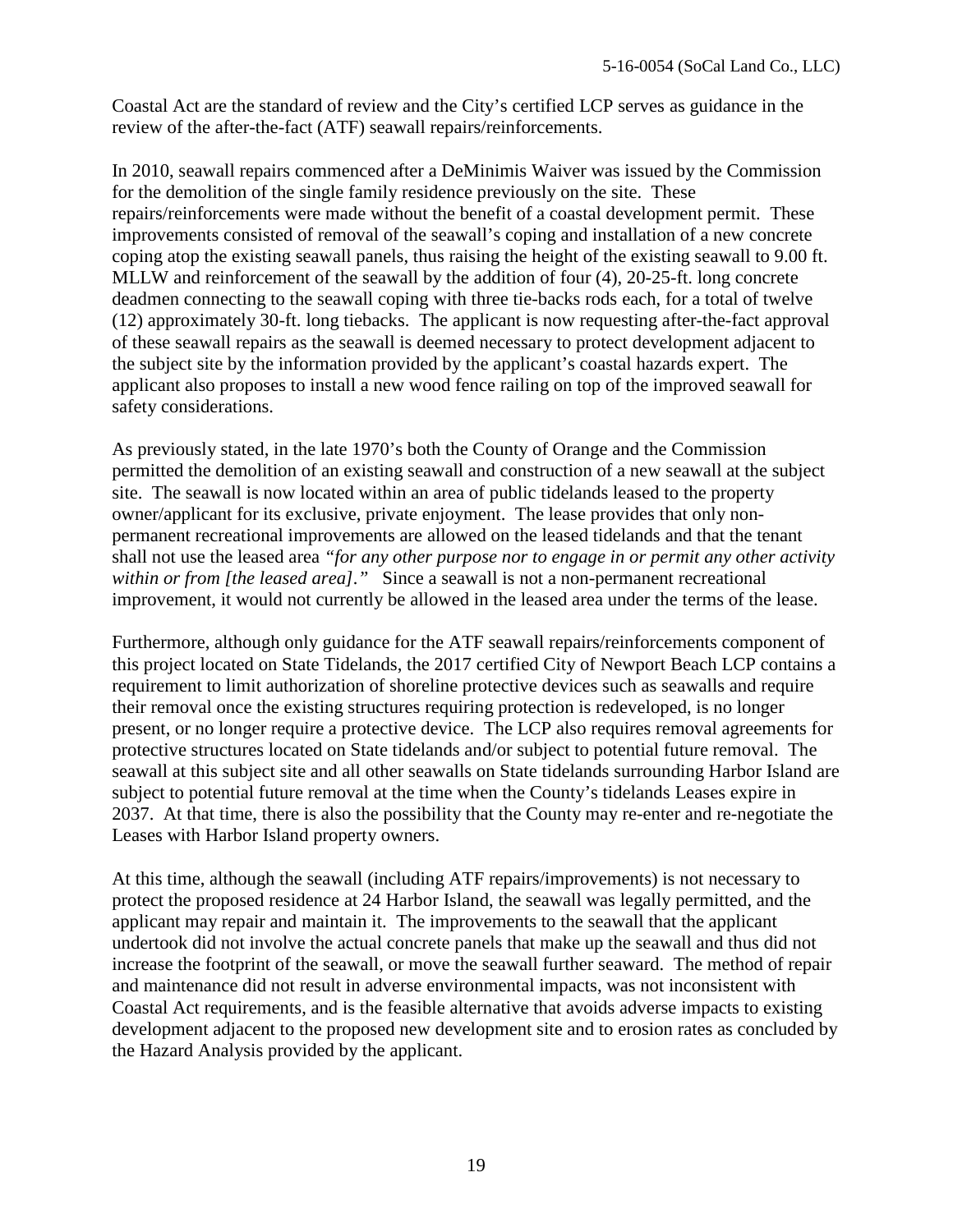Coastal Act are the standard of review and the City's certified LCP serves as guidance in the review of the after-the-fact (ATF) seawall repairs/reinforcements.

In 2010, seawall repairs commenced after a DeMinimis Waiver was issued by the Commission for the demolition of the single family residence previously on the site. These repairs/reinforcements were made without the benefit of a coastal development permit. These improvements consisted of removal of the seawall's coping and installation of a new concrete coping atop the existing seawall panels, thus raising the height of the existing seawall to 9.00 ft. MLLW and reinforcement of the seawall by the addition of four (4), 20-25-ft. long concrete deadmen connecting to the seawall coping with three tie-backs rods each, for a total of twelve (12) approximately 30-ft. long tiebacks. The applicant is now requesting after-the-fact approval of these seawall repairs as the seawall is deemed necessary to protect development adjacent to the subject site by the information provided by the applicant's coastal hazards expert. The applicant also proposes to install a new wood fence railing on top of the improved seawall for safety considerations.

As previously stated, in the late 1970's both the County of Orange and the Commission permitted the demolition of an existing seawall and construction of a new seawall at the subject site. The seawall is now located within an area of public tidelands leased to the property owner/applicant for its exclusive, private enjoyment. The lease provides that only non-permanent recreational improvements are allowed on the leased tidelands and that the tenant shall not use the leased area *"for any other purpose nor to engage in or permit any other activity within or from [the leased area]."* Since a seawall is not a non-permanent recreational improvement, it would not currently be allowed in the leased area under the terms of the lease.

Furthermore, although only guidance for the ATF seawall repairs/reinforcements component of this project located on State Tidelands, the 2017 certified City of Newport Beach LCP contains a requirement to limit authorization of shoreline protective devices such as seawalls and require their removal once the existing structures requiring protection is redeveloped, is no longer present, or no longer require a protective device. The LCP also requires removal agreements for protective structures located on State tidelands and/or subject to potential future removal. The seawall at this subject site and all other seawalls on State tidelands surrounding Harbor Island are subject to potential future removal at the time when the County's tidelands Leases expire in 2037. At that time, there is also the possibility that the County may re-enter and re-negotiate the Leases with Harbor Island property owners.

At this time, although the seawall (including ATF repairs/improvements) is not necessary to protect the proposed residence at 24 Harbor Island, the seawall was legally permitted, and the applicant may repair and maintain it. The improvements to the seawall that the applicant undertook did not involve the actual concrete panels that make up the seawall and thus did not increase the footprint of the seawall, or move the seawall further seaward. The method of repair and maintenance did not result in adverse environmental impacts, was not inconsistent with Coastal Act requirements, and is the feasible alternative that avoids adverse impacts to existing development adjacent to the proposed new development site and to erosion rates as concluded by the Hazard Analysis provided by the applicant.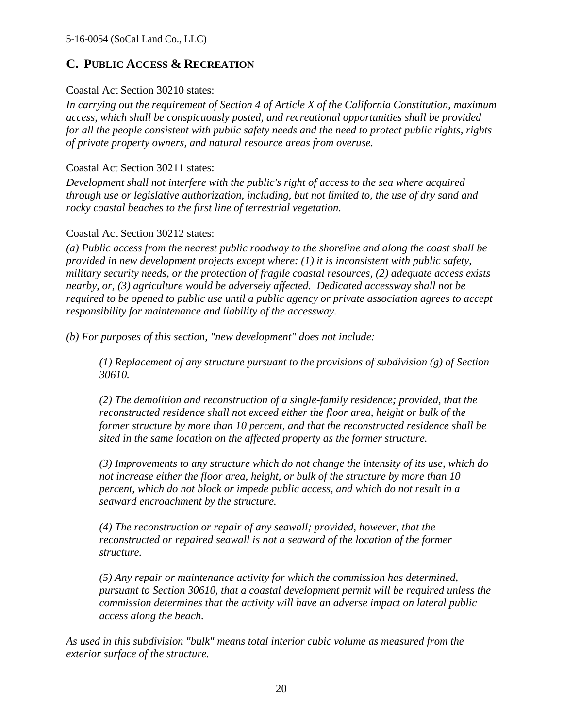## C. PUBLIC ACCESS & RECREATION

Coastal Act Section 30210 states:

*In carrying out the requirement of Section 4 of Article X of the California Constitution, maximum access, which shall be conspicuously posted, and recreational opportunities shall be provided for all the people consistent with public safety needs and the need to protect public rights, rights of private property owners, and natural resource areas from overuse.*

Coastal Act Section 30211 states:

*Development shall not interfere with the public's right of access to the sea where acquired through use or legislative authorization, including, but not limited to, the use of dry sand and rocky coastal beaches to the first line of terrestrial vegetation.*

Coastal Act Section 30212 states:

*(a) Public access from the nearest public roadway to the shoreline and along the coast shall be provided in new development projects except where: (1) it is inconsistent with public safety, military security needs, or the protection of fragile coastal resources, (2) adequate access exists nearby, or, (3) agriculture would be adversely affected. Dedicated accessway shall not be required to be opened to public use until a public agency or private association agrees to accept responsibility for maintenance and liability of the accessway.*

*(b) For purposes of this section, "new development" does not include:*

> *(1) Replacement of any structure pursuant to the provisions of subdivision (g) of Section 30610.*
>
> *(2) The demolition and reconstruction of a single-family residence; provided, that the reconstructed residence shall not exceed either the floor area, height or bulk of the former structure by more than 10 percent, and that the reconstructed residence shall be sited in the same location on the affected property as the former structure.*
>
> *(3) Improvements to any structure which do not change the intensity of its use, which do not increase either the floor area, height, or bulk of the structure by more than 10 percent, which do not block or impede public access, and which do not result in a seaward encroachment by the structure.*
>
> *(4) The reconstruction or repair of any seawall; provided, however, that the reconstructed or repaired seawall is not a seaward of the location of the former structure.*
>
> *(5) Any repair or maintenance activity for which the commission has determined, pursuant to Section 30610, that a coastal development permit will be required unless the commission determines that the activity will have an adverse impact on lateral public access along the beach.*

*As used in this subdivision "bulk" means total interior cubic volume as measured from the exterior surface of the structure.*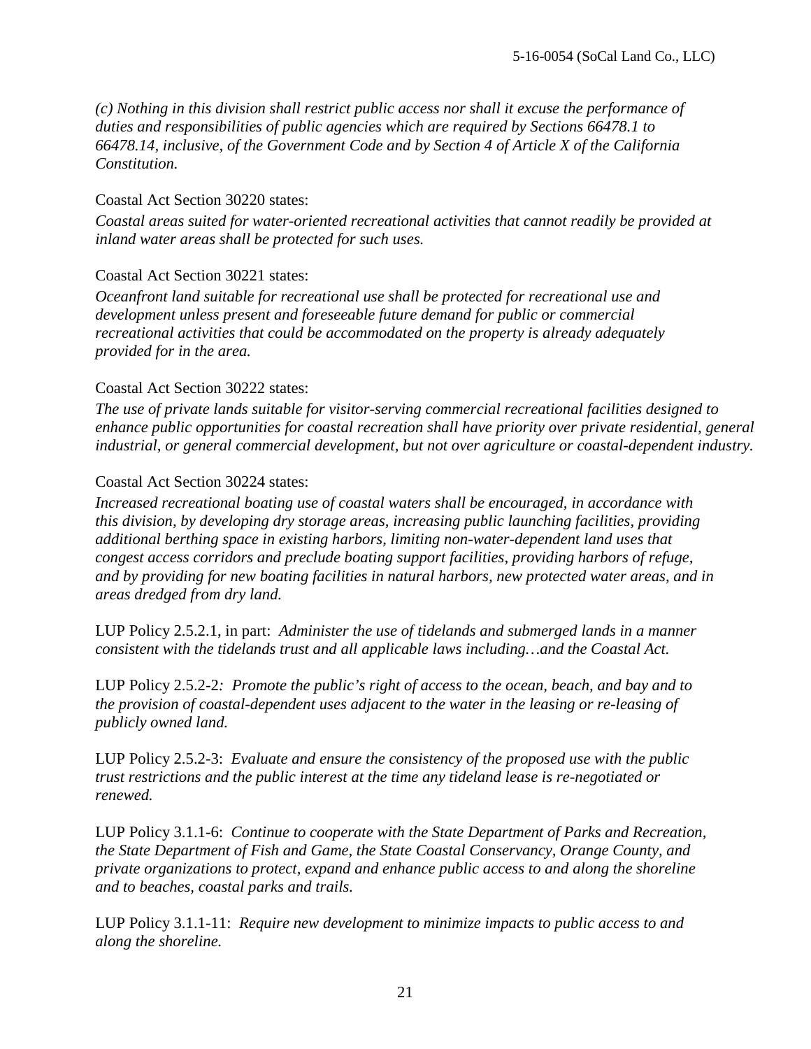*(c) Nothing in this division shall restrict public access nor shall it excuse the performance of duties and responsibilities of public agencies which are required by Sections 66478.1 to 66478.14, inclusive, of the Government Code and by Section 4 of Article X of the California Constitution.*

Coastal Act Section 30220 states:

*Coastal areas suited for water-oriented recreational activities that cannot readily be provided at inland water areas shall be protected for such uses.*

Coastal Act Section 30221 states:

*Oceanfront land suitable for recreational use shall be protected for recreational use and development unless present and foreseeable future demand for public or commercial recreational activities that could be accommodated on the property is already adequately provided for in the area.*

Coastal Act Section 30222 states:

*The use of private lands suitable for visitor-serving commercial recreational facilities designed to enhance public opportunities for coastal recreation shall have priority over private residential, general industrial, or general commercial development, but not over agriculture or coastal-dependent industry.*

Coastal Act Section 30224 states:

*Increased recreational boating use of coastal waters shall be encouraged, in accordance with this division, by developing dry storage areas, increasing public launching facilities, providing additional berthing space in existing harbors, limiting non-water-dependent land uses that congest access corridors and preclude boating support facilities, providing harbors of refuge, and by providing for new boating facilities in natural harbors, new protected water areas, and in areas dredged from dry land.*

LUP Policy 2.5.2.1, in part: *Administer the use of tidelands and submerged lands in a manner consistent with the tidelands trust and all applicable laws including…and the Coastal Act.*

LUP Policy 2.5.2-2*: Promote the public's right of access to the ocean, beach, and bay and to the provision of coastal-dependent uses adjacent to the water in the leasing or re-leasing of publicly owned land.*

LUP Policy 2.5.2-3: *Evaluate and ensure the consistency of the proposed use with the public trust restrictions and the public interest at the time any tideland lease is re-negotiated or renewed.*

LUP Policy 3.1.1-6: *Continue to cooperate with the State Department of Parks and Recreation, the State Department of Fish and Game, the State Coastal Conservancy, Orange County, and private organizations to protect, expand and enhance public access to and along the shoreline and to beaches, coastal parks and trails.*

LUP Policy 3.1.1-11: *Require new development to minimize impacts to public access to and along the shoreline.*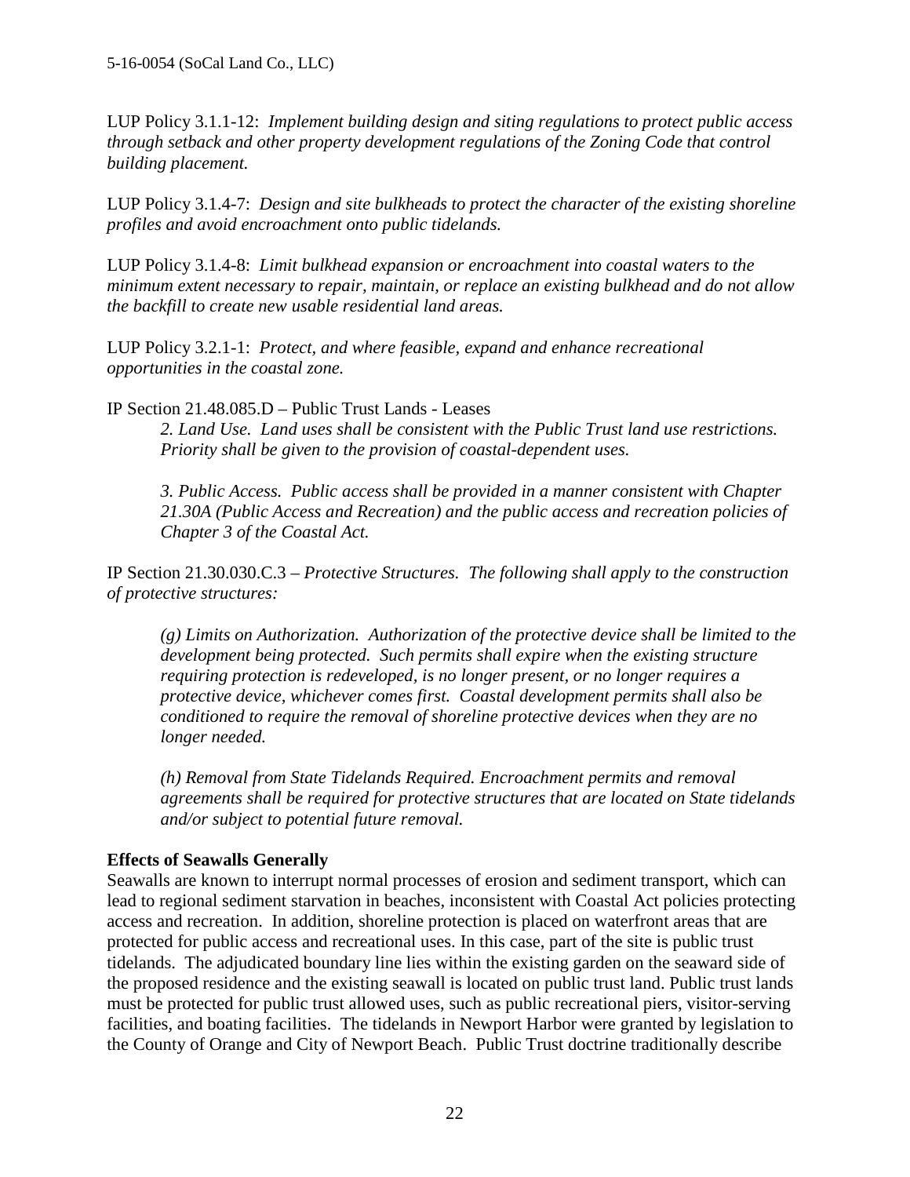LUP Policy 3.1.1-12: *Implement building design and siting regulations to protect public access through setback and other property development regulations of the Zoning Code that control building placement.*

LUP Policy 3.1.4-7: *Design and site bulkheads to protect the character of the existing shoreline profiles and avoid encroachment onto public tidelands.*

LUP Policy 3.1.4-8: *Limit bulkhead expansion or encroachment into coastal waters to the minimum extent necessary to repair, maintain, or replace an existing bulkhead and do not allow the backfill to create new usable residential land areas.*

LUP Policy 3.2.1-1: *Protect, and where feasible, expand and enhance recreational opportunities in the coastal zone.*

IP Section 21.48.085.D – Public Trust Lands - Leases

> *2. Land Use. Land uses shall be consistent with the Public Trust land use restrictions. Priority shall be given to the provision of coastal-dependent uses.*
>
> *3. Public Access. Public access shall be provided in a manner consistent with Chapter 21.30A (Public Access and Recreation) and the public access and recreation policies of Chapter 3 of the Coastal Act.*

IP Section 21.30.030.C.3 – *Protective Structures. The following shall apply to the construction of protective structures:*

> *(g) Limits on Authorization. Authorization of the protective device shall be limited to the development being protected. Such permits shall expire when the existing structure requiring protection is redeveloped, is no longer present, or no longer requires a protective device, whichever comes first. Coastal development permits shall also be conditioned to require the removal of shoreline protective devices when they are no longer needed.*
>
> *(h) Removal from State Tidelands Required. Encroachment permits and removal agreements shall be required for protective structures that are located on State tidelands and/or subject to potential future removal.*

**Effects of Seawalls Generally**

Seawalls are known to interrupt normal processes of erosion and sediment transport, which can lead to regional sediment starvation in beaches, inconsistent with Coastal Act policies protecting access and recreation. In addition, shoreline protection is placed on waterfront areas that are protected for public access and recreational uses. In this case, part of the site is public trust tidelands. The adjudicated boundary line lies within the existing garden on the seaward side of the proposed residence and the existing seawall is located on public trust land. Public trust lands must be protected for public trust allowed uses, such as public recreational piers, visitor-serving facilities, and boating facilities. The tidelands in Newport Harbor were granted by legislation to the County of Orange and City of Newport Beach. Public Trust doctrine traditionally describe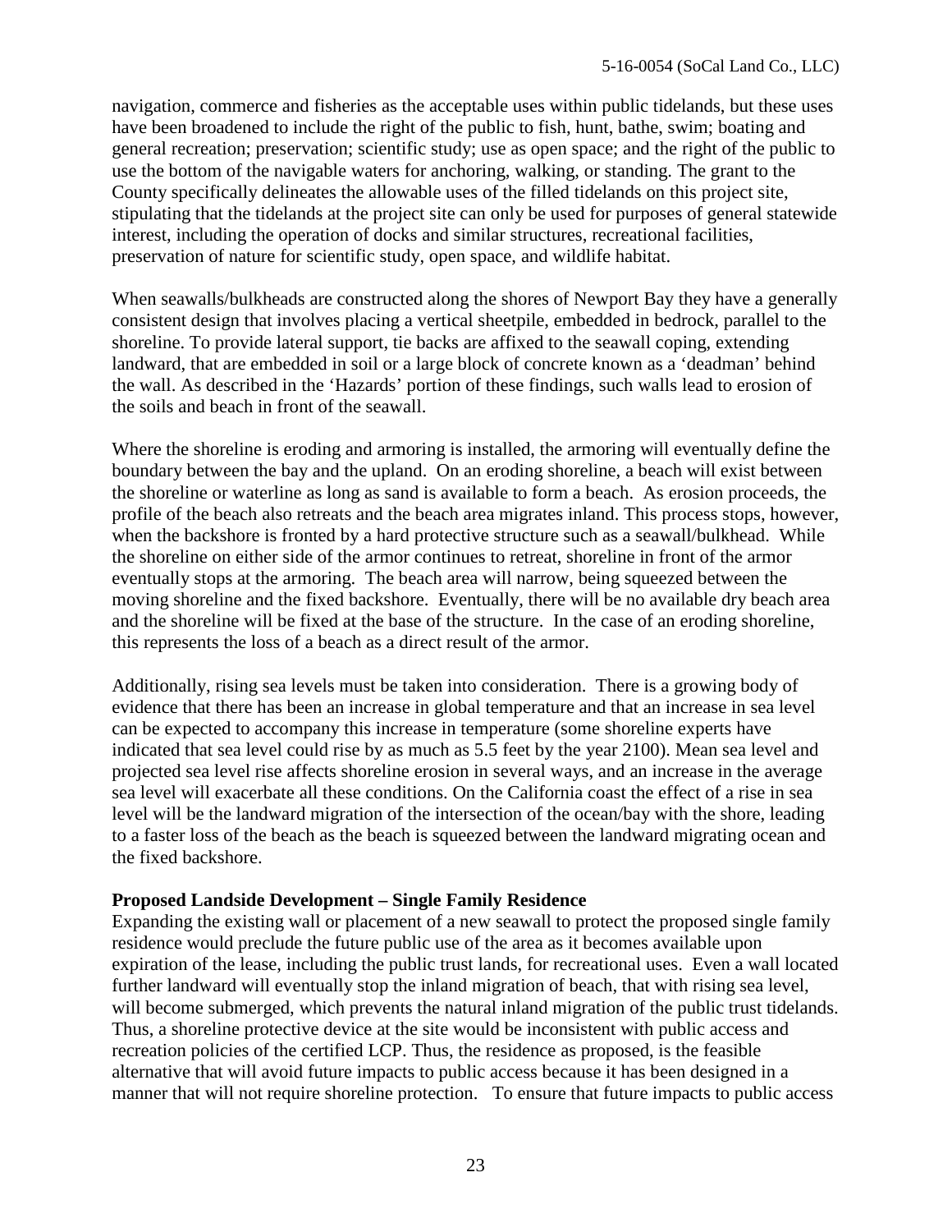navigation, commerce and fisheries as the acceptable uses within public tidelands, but these uses have been broadened to include the right of the public to fish, hunt, bathe, swim; boating and general recreation; preservation; scientific study; use as open space; and the right of the public to use the bottom of the navigable waters for anchoring, walking, or standing. The grant to the County specifically delineates the allowable uses of the filled tidelands on this project site, stipulating that the tidelands at the project site can only be used for purposes of general statewide interest, including the operation of docks and similar structures, recreational facilities, preservation of nature for scientific study, open space, and wildlife habitat.

When seawalls/bulkheads are constructed along the shores of Newport Bay they have a generally consistent design that involves placing a vertical sheetpile, embedded in bedrock, parallel to the shoreline. To provide lateral support, tie backs are affixed to the seawall coping, extending landward, that are embedded in soil or a large block of concrete known as a 'deadman' behind the wall. As described in the 'Hazards' portion of these findings, such walls lead to erosion of the soils and beach in front of the seawall.

Where the shoreline is eroding and armoring is installed, the armoring will eventually define the boundary between the bay and the upland. On an eroding shoreline, a beach will exist between the shoreline or waterline as long as sand is available to form a beach. As erosion proceeds, the profile of the beach also retreats and the beach area migrates inland. This process stops, however, when the backshore is fronted by a hard protective structure such as a seawall/bulkhead. While the shoreline on either side of the armor continues to retreat, shoreline in front of the armor eventually stops at the armoring. The beach area will narrow, being squeezed between the moving shoreline and the fixed backshore. Eventually, there will be no available dry beach area and the shoreline will be fixed at the base of the structure. In the case of an eroding shoreline, this represents the loss of a beach as a direct result of the armor.

Additionally, rising sea levels must be taken into consideration. There is a growing body of evidence that there has been an increase in global temperature and that an increase in sea level can be expected to accompany this increase in temperature (some shoreline experts have indicated that sea level could rise by as much as 5.5 feet by the year 2100). Mean sea level and projected sea level rise affects shoreline erosion in several ways, and an increase in the average sea level will exacerbate all these conditions. On the California coast the effect of a rise in sea level will be the landward migration of the intersection of the ocean/bay with the shore, leading to a faster loss of the beach as the beach is squeezed between the landward migrating ocean and the fixed backshore.

**Proposed Landside Development – Single Family Residence**

Expanding the existing wall or placement of a new seawall to protect the proposed single family residence would preclude the future public use of the area as it becomes available upon expiration of the lease, including the public trust lands, for recreational uses. Even a wall located further landward will eventually stop the inland migration of beach, that with rising sea level, will become submerged, which prevents the natural inland migration of the public trust tidelands. Thus, a shoreline protective device at the site would be inconsistent with public access and recreation policies of the certified LCP. Thus, the residence as proposed, is the feasible alternative that will avoid future impacts to public access because it has been designed in a manner that will not require shoreline protection. To ensure that future impacts to public access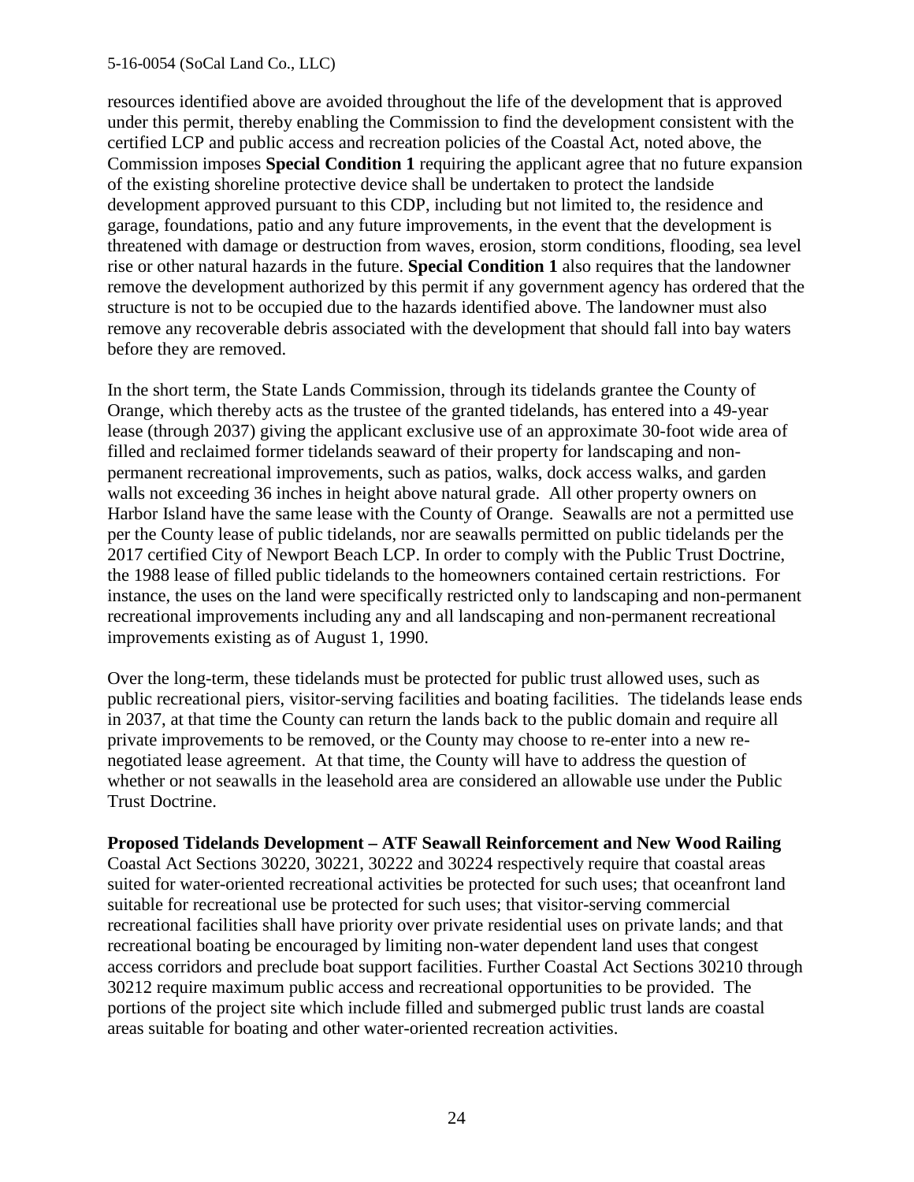resources identified above are avoided throughout the life of the development that is approved under this permit, thereby enabling the Commission to find the development consistent with the certified LCP and public access and recreation policies of the Coastal Act, noted above, the Commission imposes **Special Condition 1** requiring the applicant agree that no future expansion of the existing shoreline protective device shall be undertaken to protect the landside development approved pursuant to this CDP, including but not limited to, the residence and garage, foundations, patio and any future improvements, in the event that the development is threatened with damage or destruction from waves, erosion, storm conditions, flooding, sea level rise or other natural hazards in the future. **Special Condition 1** also requires that the landowner remove the development authorized by this permit if any government agency has ordered that the structure is not to be occupied due to the hazards identified above. The landowner must also remove any recoverable debris associated with the development that should fall into bay waters before they are removed.

In the short term, the State Lands Commission, through its tidelands grantee the County of Orange, which thereby acts as the trustee of the granted tidelands, has entered into a 49-year lease (through 2037) giving the applicant exclusive use of an approximate 30-foot wide area of filled and reclaimed former tidelands seaward of their property for landscaping and non-permanent recreational improvements, such as patios, walks, dock access walks, and garden walls not exceeding 36 inches in height above natural grade. All other property owners on Harbor Island have the same lease with the County of Orange. Seawalls are not a permitted use per the County lease of public tidelands, nor are seawalls permitted on public tidelands per the 2017 certified City of Newport Beach LCP. In order to comply with the Public Trust Doctrine, the 1988 lease of filled public tidelands to the homeowners contained certain restrictions. For instance, the uses on the land were specifically restricted only to landscaping and non-permanent recreational improvements including any and all landscaping and non-permanent recreational improvements existing as of August 1, 1990.

Over the long-term, these tidelands must be protected for public trust allowed uses, such as public recreational piers, visitor-serving facilities and boating facilities. The tidelands lease ends in 2037, at that time the County can return the lands back to the public domain and require all private improvements to be removed, or the County may choose to re-enter into a new re-negotiated lease agreement. At that time, the County will have to address the question of whether or not seawalls in the leasehold area are considered an allowable use under the Public Trust Doctrine.

**Proposed Tidelands Development – ATF Seawall Reinforcement and New Wood Railing**

Coastal Act Sections 30220, 30221, 30222 and 30224 respectively require that coastal areas suited for water-oriented recreational activities be protected for such uses; that oceanfront land suitable for recreational use be protected for such uses; that visitor-serving commercial recreational facilities shall have priority over private residential uses on private lands; and that recreational boating be encouraged by limiting non-water dependent land uses that congest access corridors and preclude boat support facilities. Further Coastal Act Sections 30210 through 30212 require maximum public access and recreational opportunities to be provided. The portions of the project site which include filled and submerged public trust lands are coastal areas suitable for boating and other water-oriented recreation activities.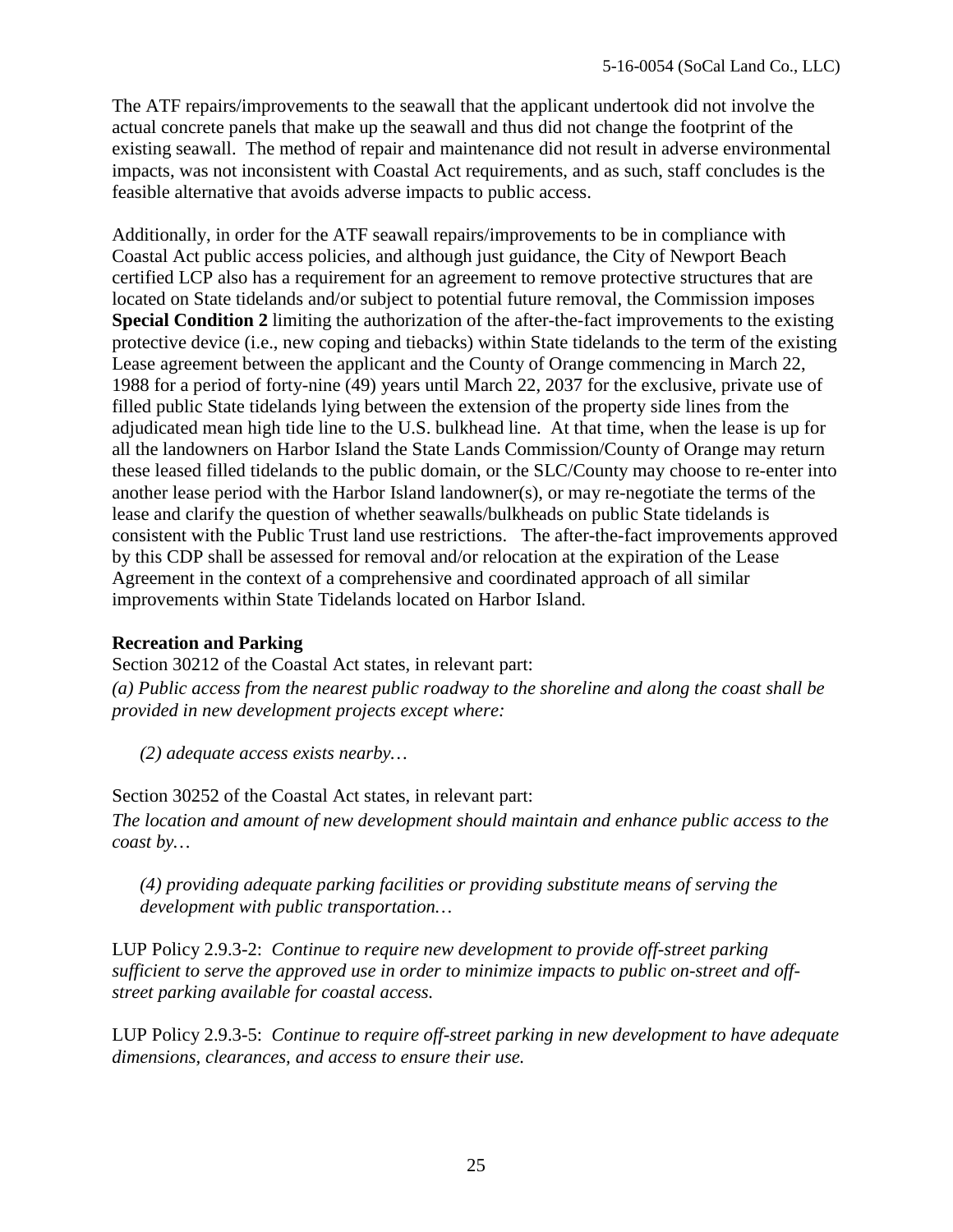The ATF repairs/improvements to the seawall that the applicant undertook did not involve the actual concrete panels that make up the seawall and thus did not change the footprint of the existing seawall. The method of repair and maintenance did not result in adverse environmental impacts, was not inconsistent with Coastal Act requirements, and as such, staff concludes is the feasible alternative that avoids adverse impacts to public access.

Additionally, in order for the ATF seawall repairs/improvements to be in compliance with Coastal Act public access policies, and although just guidance, the City of Newport Beach certified LCP also has a requirement for an agreement to remove protective structures that are located on State tidelands and/or subject to potential future removal, the Commission imposes **Special Condition 2** limiting the authorization of the after-the-fact improvements to the existing protective device (i.e., new coping and tiebacks) within State tidelands to the term of the existing Lease agreement between the applicant and the County of Orange commencing in March 22, 1988 for a period of forty-nine (49) years until March 22, 2037 for the exclusive, private use of filled public State tidelands lying between the extension of the property side lines from the adjudicated mean high tide line to the U.S. bulkhead line. At that time, when the lease is up for all the landowners on Harbor Island the State Lands Commission/County of Orange may return these leased filled tidelands to the public domain, or the SLC/County may choose to re-enter into another lease period with the Harbor Island landowner(s), or may re-negotiate the terms of the lease and clarify the question of whether seawalls/bulkheads on public State tidelands is consistent with the Public Trust land use restrictions. The after-the-fact improvements approved by this CDP shall be assessed for removal and/or relocation at the expiration of the Lease Agreement in the context of a comprehensive and coordinated approach of all similar improvements within State Tidelands located on Harbor Island.

**Recreation and Parking**

Section 30212 of the Coastal Act states, in relevant part:

*(a) Public access from the nearest public roadway to the shoreline and along the coast shall be provided in new development projects except where:*

*(2) adequate access exists nearby…*

Section 30252 of the Coastal Act states, in relevant part:

*The location and amount of new development should maintain and enhance public access to the coast by…*

*(4) providing adequate parking facilities or providing substitute means of serving the development with public transportation…*

LUP Policy 2.9.3-2: *Continue to require new development to provide off-street parking sufficient to serve the approved use in order to minimize impacts to public on-street and off-street parking available for coastal access.*

LUP Policy 2.9.3-5: *Continue to require off-street parking in new development to have adequate dimensions, clearances, and access to ensure their use.*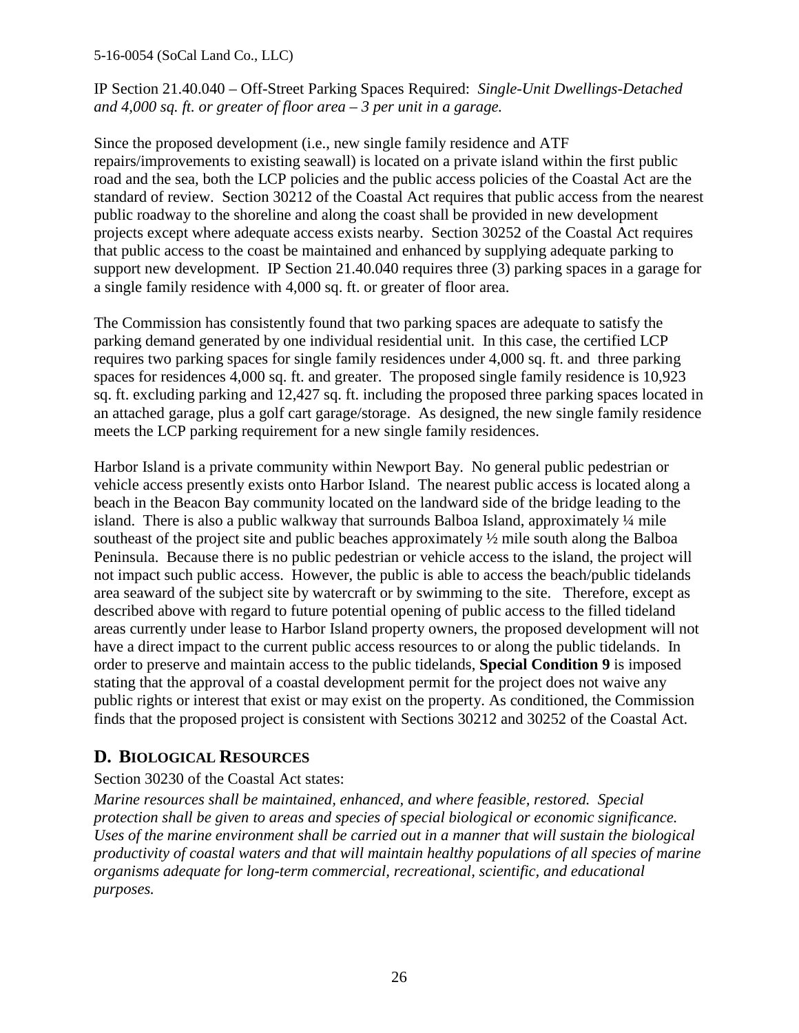IP Section 21.40.040 – Off-Street Parking Spaces Required: *Single-Unit Dwellings-Detached and 4,000 sq. ft. or greater of floor area – 3 per unit in a garage.*

Since the proposed development (i.e., new single family residence and ATF repairs/improvements to existing seawall) is located on a private island within the first public road and the sea, both the LCP policies and the public access policies of the Coastal Act are the standard of review. Section 30212 of the Coastal Act requires that public access from the nearest public roadway to the shoreline and along the coast shall be provided in new development projects except where adequate access exists nearby. Section 30252 of the Coastal Act requires that public access to the coast be maintained and enhanced by supplying adequate parking to support new development. IP Section 21.40.040 requires three (3) parking spaces in a garage for a single family residence with 4,000 sq. ft. or greater of floor area.

The Commission has consistently found that two parking spaces are adequate to satisfy the parking demand generated by one individual residential unit. In this case, the certified LCP requires two parking spaces for single family residences under 4,000 sq. ft. and three parking spaces for residences 4,000 sq. ft. and greater. The proposed single family residence is 10,923 sq. ft. excluding parking and 12,427 sq. ft. including the proposed three parking spaces located in an attached garage, plus a golf cart garage/storage. As designed, the new single family residence meets the LCP parking requirement for a new single family residences.

Harbor Island is a private community within Newport Bay. No general public pedestrian or vehicle access presently exists onto Harbor Island. The nearest public access is located along a beach in the Beacon Bay community located on the landward side of the bridge leading to the island. There is also a public walkway that surrounds Balboa Island, approximately ¼ mile southeast of the project site and public beaches approximately ½ mile south along the Balboa Peninsula. Because there is no public pedestrian or vehicle access to the island, the project will not impact such public access. However, the public is able to access the beach/public tidelands area seaward of the subject site by watercraft or by swimming to the site. Therefore, except as described above with regard to future potential opening of public access to the filled tideland areas currently under lease to Harbor Island property owners, the proposed development will not have a direct impact to the current public access resources to or along the public tidelands. In order to preserve and maintain access to the public tidelands, **Special Condition 9** is imposed stating that the approval of a coastal development permit for the project does not waive any public rights or interest that exist or may exist on the property. As conditioned, the Commission finds that the proposed project is consistent with Sections 30212 and 30252 of the Coastal Act.

## D. Biological Resources

Section 30230 of the Coastal Act states:

*Marine resources shall be maintained, enhanced, and where feasible, restored. Special protection shall be given to areas and species of special biological or economic significance. Uses of the marine environment shall be carried out in a manner that will sustain the biological productivity of coastal waters and that will maintain healthy populations of all species of marine organisms adequate for long-term commercial, recreational, scientific, and educational purposes.*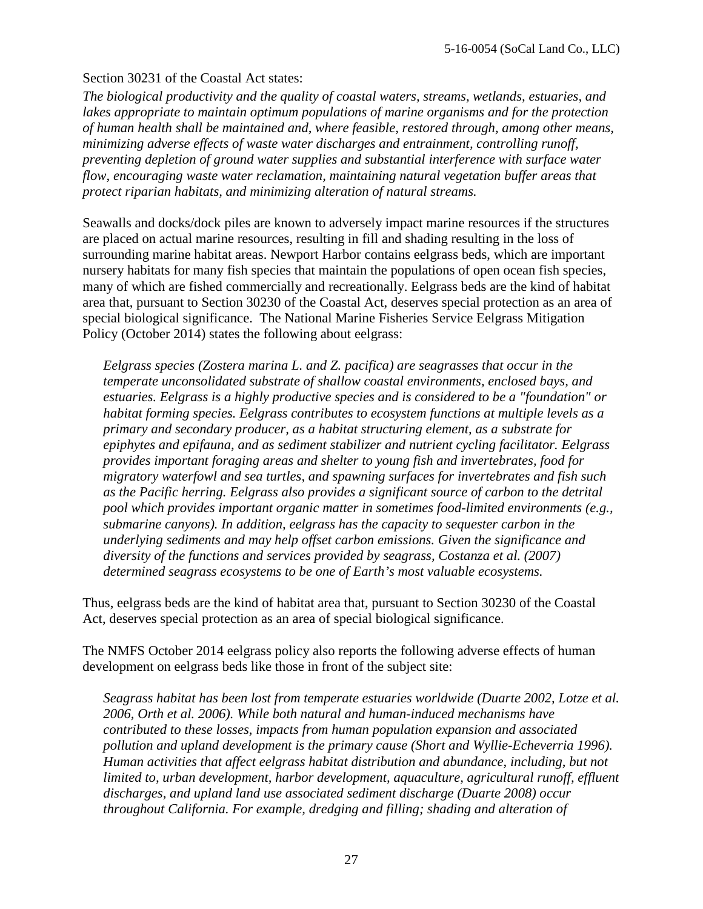Section 30231 of the Coastal Act states:

*The biological productivity and the quality of coastal waters, streams, wetlands, estuaries, and lakes appropriate to maintain optimum populations of marine organisms and for the protection of human health shall be maintained and, where feasible, restored through, among other means, minimizing adverse effects of waste water discharges and entrainment, controlling runoff, preventing depletion of ground water supplies and substantial interference with surface water flow, encouraging waste water reclamation, maintaining natural vegetation buffer areas that protect riparian habitats, and minimizing alteration of natural streams.*

Seawalls and docks/dock piles are known to adversely impact marine resources if the structures are placed on actual marine resources, resulting in fill and shading resulting in the loss of surrounding marine habitat areas. Newport Harbor contains eelgrass beds, which are important nursery habitats for many fish species that maintain the populations of open ocean fish species, many of which are fished commercially and recreationally. Eelgrass beds are the kind of habitat area that, pursuant to Section 30230 of the Coastal Act, deserves special protection as an area of special biological significance. The National Marine Fisheries Service Eelgrass Mitigation Policy (October 2014) states the following about eelgrass:

> *Eelgrass species (Zostera marina L. and Z. pacifica) are seagrasses that occur in the temperate unconsolidated substrate of shallow coastal environments, enclosed bays, and estuaries. Eelgrass is a highly productive species and is considered to be a "foundation" or habitat forming species. Eelgrass contributes to ecosystem functions at multiple levels as a primary and secondary producer, as a habitat structuring element, as a substrate for epiphytes and epifauna, and as sediment stabilizer and nutrient cycling facilitator. Eelgrass provides important foraging areas and shelter to young fish and invertebrates, food for migratory waterfowl and sea turtles, and spawning surfaces for invertebrates and fish such as the Pacific herring. Eelgrass also provides a significant source of carbon to the detrital pool which provides important organic matter in sometimes food-limited environments (e.g., submarine canyons). In addition, eelgrass has the capacity to sequester carbon in the underlying sediments and may help offset carbon emissions. Given the significance and diversity of the functions and services provided by seagrass, Costanza et al. (2007) determined seagrass ecosystems to be one of Earth's most valuable ecosystems.*

Thus, eelgrass beds are the kind of habitat area that, pursuant to Section 30230 of the Coastal Act, deserves special protection as an area of special biological significance.

The NMFS October 2014 eelgrass policy also reports the following adverse effects of human development on eelgrass beds like those in front of the subject site:

> *Seagrass habitat has been lost from temperate estuaries worldwide (Duarte 2002, Lotze et al. 2006, Orth et al. 2006). While both natural and human-induced mechanisms have contributed to these losses, impacts from human population expansion and associated pollution and upland development is the primary cause (Short and Wyllie-Echeverria 1996). Human activities that affect eelgrass habitat distribution and abundance, including, but not limited to, urban development, harbor development, aquaculture, agricultural runoff, effluent discharges, and upland land use associated sediment discharge (Duarte 2008) occur throughout California. For example, dredging and filling; shading and alteration of*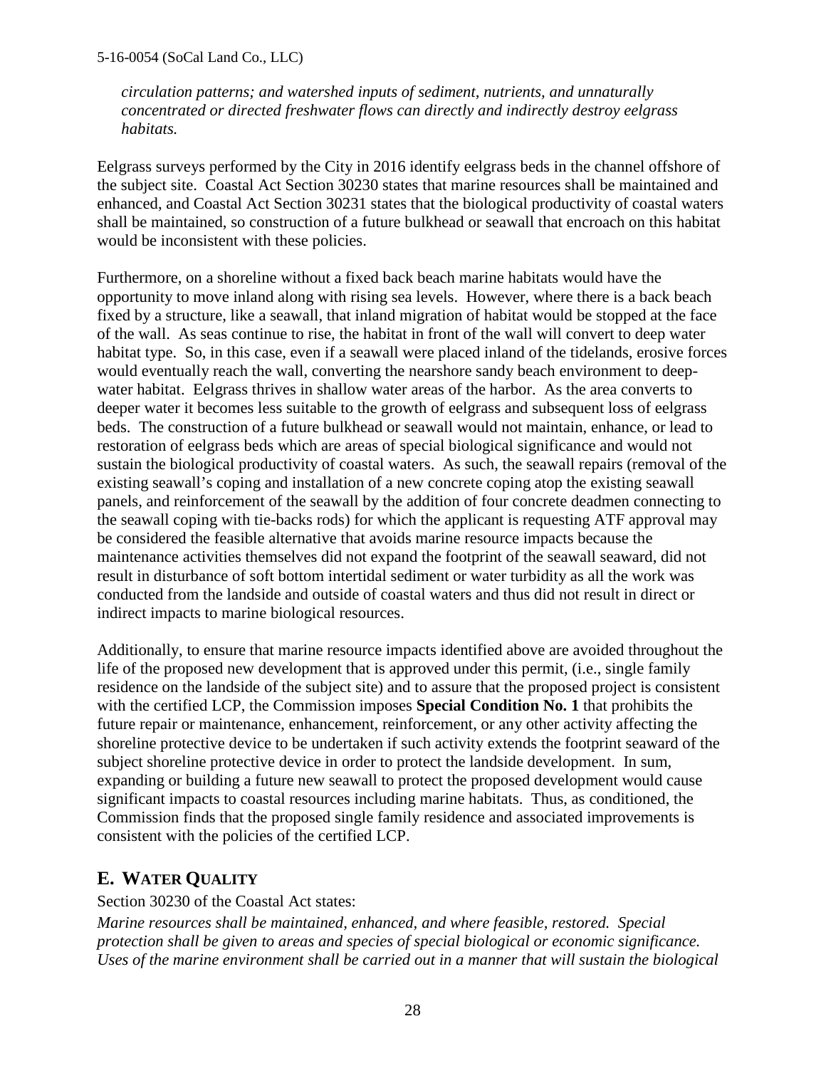*circulation patterns; and watershed inputs of sediment, nutrients, and unnaturally concentrated or directed freshwater flows can directly and indirectly destroy eelgrass habitats.*

Eelgrass surveys performed by the City in 2016 identify eelgrass beds in the channel offshore of the subject site. Coastal Act Section 30230 states that marine resources shall be maintained and enhanced, and Coastal Act Section 30231 states that the biological productivity of coastal waters shall be maintained, so construction of a future bulkhead or seawall that encroach on this habitat would be inconsistent with these policies.

Furthermore, on a shoreline without a fixed back beach marine habitats would have the opportunity to move inland along with rising sea levels. However, where there is a back beach fixed by a structure, like a seawall, that inland migration of habitat would be stopped at the face of the wall. As seas continue to rise, the habitat in front of the wall will convert to deep water habitat type. So, in this case, even if a seawall were placed inland of the tidelands, erosive forces would eventually reach the wall, converting the nearshore sandy beach environment to deep-water habitat. Eelgrass thrives in shallow water areas of the harbor. As the area converts to deeper water it becomes less suitable to the growth of eelgrass and subsequent loss of eelgrass beds. The construction of a future bulkhead or seawall would not maintain, enhance, or lead to restoration of eelgrass beds which are areas of special biological significance and would not sustain the biological productivity of coastal waters. As such, the seawall repairs (removal of the existing seawall's coping and installation of a new concrete coping atop the existing seawall panels, and reinforcement of the seawall by the addition of four concrete deadmen connecting to the seawall coping with tie-backs rods) for which the applicant is requesting ATF approval may be considered the feasible alternative that avoids marine resource impacts because the maintenance activities themselves did not expand the footprint of the seawall seaward, did not result in disturbance of soft bottom intertidal sediment or water turbidity as all the work was conducted from the landside and outside of coastal waters and thus did not result in direct or indirect impacts to marine biological resources.

Additionally, to ensure that marine resource impacts identified above are avoided throughout the life of the proposed new development that is approved under this permit, (i.e., single family residence on the landside of the subject site) and to assure that the proposed project is consistent with the certified LCP, the Commission imposes **Special Condition No. 1** that prohibits the future repair or maintenance, enhancement, reinforcement, or any other activity affecting the shoreline protective device to be undertaken if such activity extends the footprint seaward of the subject shoreline protective device in order to protect the landside development. In sum, expanding or building a future new seawall to protect the proposed development would cause significant impacts to coastal resources including marine habitats. Thus, as conditioned, the Commission finds that the proposed single family residence and associated improvements is consistent with the policies of the certified LCP.

## E. WATER QUALITY

Section 30230 of the Coastal Act states:

*Marine resources shall be maintained, enhanced, and where feasible, restored. Special protection shall be given to areas and species of special biological or economic significance. Uses of the marine environment shall be carried out in a manner that will sustain the biological*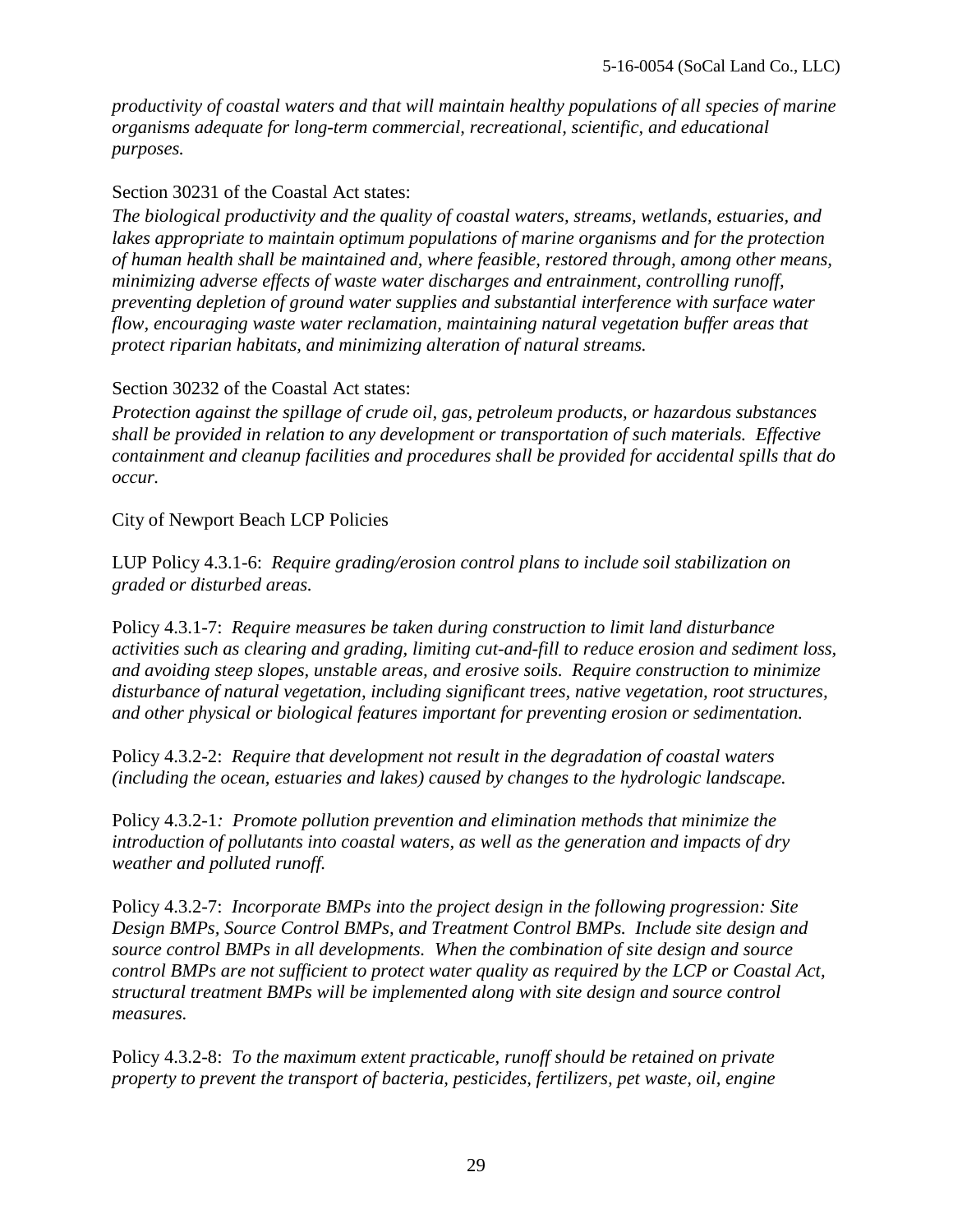*productivity of coastal waters and that will maintain healthy populations of all species of marine organisms adequate for long-term commercial, recreational, scientific, and educational purposes.*

Section 30231 of the Coastal Act states:
*The biological productivity and the quality of coastal waters, streams, wetlands, estuaries, and lakes appropriate to maintain optimum populations of marine organisms and for the protection of human health shall be maintained and, where feasible, restored through, among other means, minimizing adverse effects of waste water discharges and entrainment, controlling runoff, preventing depletion of ground water supplies and substantial interference with surface water flow, encouraging waste water reclamation, maintaining natural vegetation buffer areas that protect riparian habitats, and minimizing alteration of natural streams.*

Section 30232 of the Coastal Act states:
*Protection against the spillage of crude oil, gas, petroleum products, or hazardous substances shall be provided in relation to any development or transportation of such materials. Effective containment and cleanup facilities and procedures shall be provided for accidental spills that do occur.*

City of Newport Beach LCP Policies

LUP Policy 4.3.1-6: *Require grading/erosion control plans to include soil stabilization on graded or disturbed areas.*

Policy 4.3.1-7: *Require measures be taken during construction to limit land disturbance activities such as clearing and grading, limiting cut-and-fill to reduce erosion and sediment loss, and avoiding steep slopes, unstable areas, and erosive soils. Require construction to minimize disturbance of natural vegetation, including significant trees, native vegetation, root structures, and other physical or biological features important for preventing erosion or sedimentation.*

Policy 4.3.2-2: *Require that development not result in the degradation of coastal waters (including the ocean, estuaries and lakes) caused by changes to the hydrologic landscape.*

Policy 4.3.2-1*: Promote pollution prevention and elimination methods that minimize the introduction of pollutants into coastal waters, as well as the generation and impacts of dry weather and polluted runoff.*

Policy 4.3.2-7: *Incorporate BMPs into the project design in the following progression: Site Design BMPs, Source Control BMPs, and Treatment Control BMPs. Include site design and source control BMPs in all developments. When the combination of site design and source control BMPs are not sufficient to protect water quality as required by the LCP or Coastal Act, structural treatment BMPs will be implemented along with site design and source control measures.*

Policy 4.3.2-8: *To the maximum extent practicable, runoff should be retained on private property to prevent the transport of bacteria, pesticides, fertilizers, pet waste, oil, engine*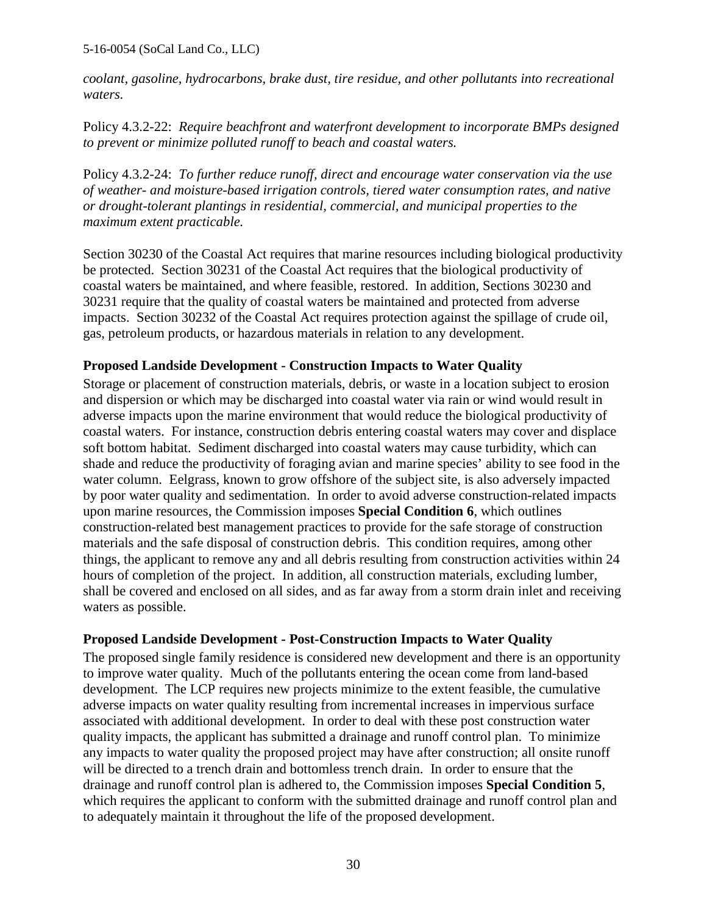*coolant, gasoline, hydrocarbons, brake dust, tire residue, and other pollutants into recreational waters.*

Policy 4.3.2-22: *Require beachfront and waterfront development to incorporate BMPs designed to prevent or minimize polluted runoff to beach and coastal waters.*

Policy 4.3.2-24: *To further reduce runoff, direct and encourage water conservation via the use of weather- and moisture-based irrigation controls, tiered water consumption rates, and native or drought-tolerant plantings in residential, commercial, and municipal properties to the maximum extent practicable.*

Section 30230 of the Coastal Act requires that marine resources including biological productivity be protected. Section 30231 of the Coastal Act requires that the biological productivity of coastal waters be maintained, and where feasible, restored. In addition, Sections 30230 and 30231 require that the quality of coastal waters be maintained and protected from adverse impacts. Section 30232 of the Coastal Act requires protection against the spillage of crude oil, gas, petroleum products, or hazardous materials in relation to any development.

**Proposed Landside Development - Construction Impacts to Water Quality**

Storage or placement of construction materials, debris, or waste in a location subject to erosion and dispersion or which may be discharged into coastal water via rain or wind would result in adverse impacts upon the marine environment that would reduce the biological productivity of coastal waters. For instance, construction debris entering coastal waters may cover and displace soft bottom habitat. Sediment discharged into coastal waters may cause turbidity, which can shade and reduce the productivity of foraging avian and marine species' ability to see food in the water column. Eelgrass, known to grow offshore of the subject site, is also adversely impacted by poor water quality and sedimentation. In order to avoid adverse construction-related impacts upon marine resources, the Commission imposes **Special Condition 6**, which outlines construction-related best management practices to provide for the safe storage of construction materials and the safe disposal of construction debris. This condition requires, among other things, the applicant to remove any and all debris resulting from construction activities within 24 hours of completion of the project. In addition, all construction materials, excluding lumber, shall be covered and enclosed on all sides, and as far away from a storm drain inlet and receiving waters as possible.

**Proposed Landside Development - Post-Construction Impacts to Water Quality**

The proposed single family residence is considered new development and there is an opportunity to improve water quality. Much of the pollutants entering the ocean come from land-based development. The LCP requires new projects minimize to the extent feasible, the cumulative adverse impacts on water quality resulting from incremental increases in impervious surface associated with additional development. In order to deal with these post construction water quality impacts, the applicant has submitted a drainage and runoff control plan. To minimize any impacts to water quality the proposed project may have after construction; all onsite runoff will be directed to a trench drain and bottomless trench drain. In order to ensure that the drainage and runoff control plan is adhered to, the Commission imposes **Special Condition 5**, which requires the applicant to conform with the submitted drainage and runoff control plan and to adequately maintain it throughout the life of the proposed development.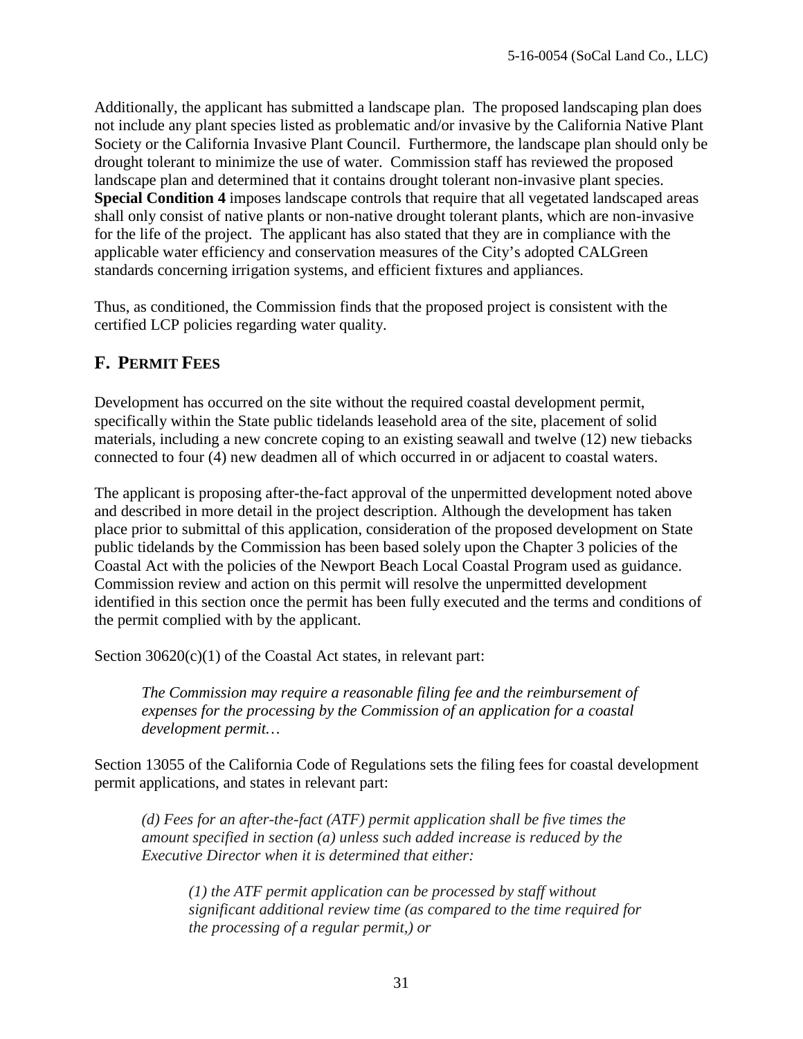Additionally, the applicant has submitted a landscape plan. The proposed landscaping plan does not include any plant species listed as problematic and/or invasive by the California Native Plant Society or the California Invasive Plant Council. Furthermore, the landscape plan should only be drought tolerant to minimize the use of water. Commission staff has reviewed the proposed landscape plan and determined that it contains drought tolerant non-invasive plant species. **Special Condition 4** imposes landscape controls that require that all vegetated landscaped areas shall only consist of native plants or non-native drought tolerant plants, which are non-invasive for the life of the project. The applicant has also stated that they are in compliance with the applicable water efficiency and conservation measures of the City's adopted CALGreen standards concerning irrigation systems, and efficient fixtures and appliances.

Thus, as conditioned, the Commission finds that the proposed project is consistent with the certified LCP policies regarding water quality.

## F. PERMIT FEES

Development has occurred on the site without the required coastal development permit, specifically within the State public tidelands leasehold area of the site, placement of solid materials, including a new concrete coping to an existing seawall and twelve (12) new tiebacks connected to four (4) new deadmen all of which occurred in or adjacent to coastal waters.

The applicant is proposing after-the-fact approval of the unpermitted development noted above and described in more detail in the project description. Although the development has taken place prior to submittal of this application, consideration of the proposed development on State public tidelands by the Commission has been based solely upon the Chapter 3 policies of the Coastal Act with the policies of the Newport Beach Local Coastal Program used as guidance. Commission review and action on this permit will resolve the unpermitted development identified in this section once the permit has been fully executed and the terms and conditions of the permit complied with by the applicant.

Section 30620(c)(1) of the Coastal Act states, in relevant part:

> *The Commission may require a reasonable filing fee and the reimbursement of expenses for the processing by the Commission of an application for a coastal development permit…*

Section 13055 of the California Code of Regulations sets the filing fees for coastal development permit applications, and states in relevant part:

> *(d) Fees for an after-the-fact (ATF) permit application shall be five times the amount specified in section (a) unless such added increase is reduced by the Executive Director when it is determined that either:*
>
> > *(1) the ATF permit application can be processed by staff without significant additional review time (as compared to the time required for the processing of a regular permit,) or*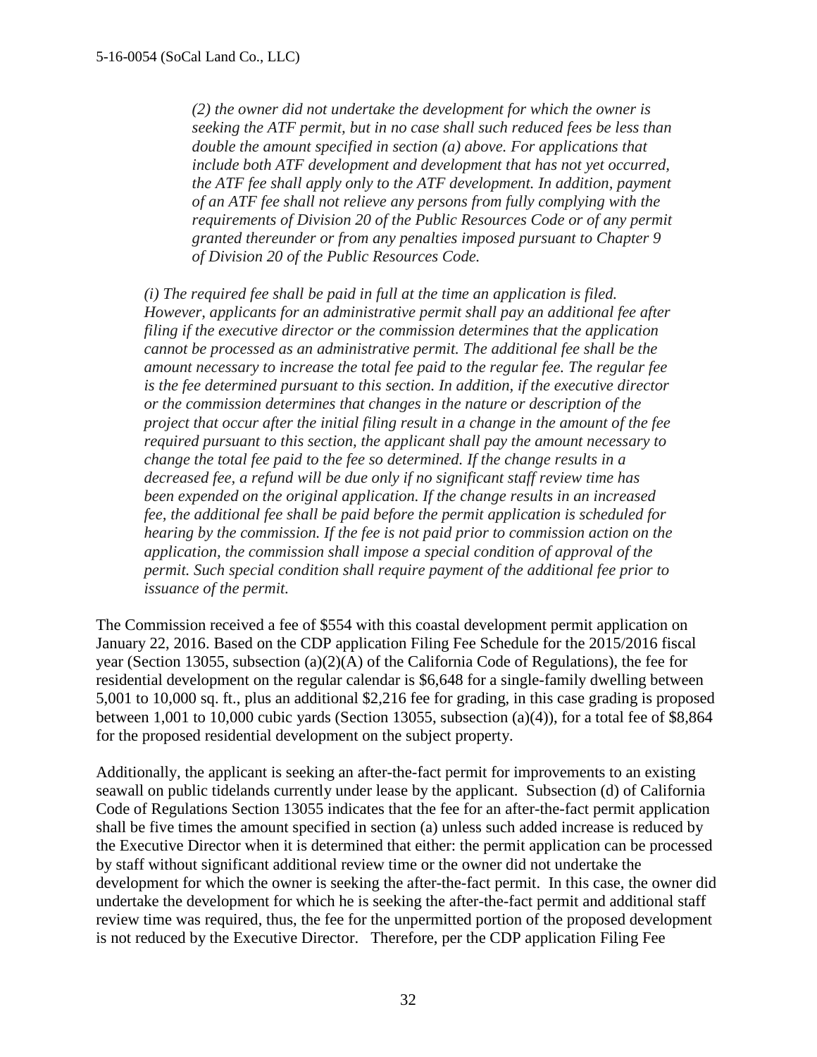*(2) the owner did not undertake the development for which the owner is seeking the ATF permit, but in no case shall such reduced fees be less than double the amount specified in section (a) above. For applications that include both ATF development and development that has not yet occurred, the ATF fee shall apply only to the ATF development. In addition, payment of an ATF fee shall not relieve any persons from fully complying with the requirements of Division 20 of the Public Resources Code or of any permit granted thereunder or from any penalties imposed pursuant to Chapter 9 of Division 20 of the Public Resources Code.*

*(i) The required fee shall be paid in full at the time an application is filed. However, applicants for an administrative permit shall pay an additional fee after filing if the executive director or the commission determines that the application cannot be processed as an administrative permit. The additional fee shall be the amount necessary to increase the total fee paid to the regular fee. The regular fee is the fee determined pursuant to this section. In addition, if the executive director or the commission determines that changes in the nature or description of the project that occur after the initial filing result in a change in the amount of the fee required pursuant to this section, the applicant shall pay the amount necessary to change the total fee paid to the fee so determined. If the change results in a decreased fee, a refund will be due only if no significant staff review time has been expended on the original application. If the change results in an increased fee, the additional fee shall be paid before the permit application is scheduled for hearing by the commission. If the fee is not paid prior to commission action on the application, the commission shall impose a special condition of approval of the permit. Such special condition shall require payment of the additional fee prior to issuance of the permit.*

The Commission received a fee of $554 with this coastal development permit application on January 22, 2016. Based on the CDP application Filing Fee Schedule for the 2015/2016 fiscal year (Section 13055, subsection (a)(2)(A) of the California Code of Regulations), the fee for residential development on the regular calendar is $6,648 for a single-family dwelling between 5,001 to 10,000 sq. ft., plus an additional $2,216 fee for grading, in this case grading is proposed between 1,001 to 10,000 cubic yards (Section 13055, subsection (a)(4)), for a total fee of $8,864 for the proposed residential development on the subject property.

Additionally, the applicant is seeking an after-the-fact permit for improvements to an existing seawall on public tidelands currently under lease by the applicant. Subsection (d) of California Code of Regulations Section 13055 indicates that the fee for an after-the-fact permit application shall be five times the amount specified in section (a) unless such added increase is reduced by the Executive Director when it is determined that either: the permit application can be processed by staff without significant additional review time or the owner did not undertake the development for which the owner is seeking the after-the-fact permit. In this case, the owner did undertake the development for which he is seeking the after-the-fact permit and additional staff review time was required, thus, the fee for the unpermitted portion of the proposed development is not reduced by the Executive Director. Therefore, per the CDP application Filing Fee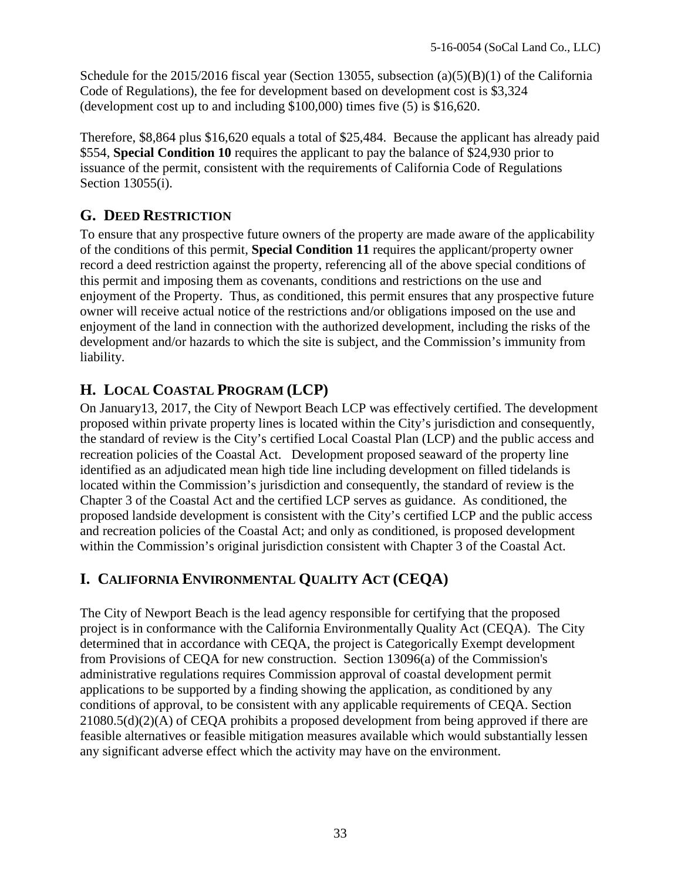Schedule for the 2015/2016 fiscal year (Section 13055, subsection (a)(5)(B)(1) of the California Code of Regulations), the fee for development based on development cost is $3,324 (development cost up to and including $100,000) times five (5) is $16,620.

Therefore, $8,864 plus $16,620 equals a total of $25,484. Because the applicant has already paid $554, **Special Condition 10** requires the applicant to pay the balance of $24,930 prior to issuance of the permit, consistent with the requirements of California Code of Regulations Section 13055(i).

## G. DEED RESTRICTION

To ensure that any prospective future owners of the property are made aware of the applicability of the conditions of this permit, **Special Condition 11** requires the applicant/property owner record a deed restriction against the property, referencing all of the above special conditions of this permit and imposing them as covenants, conditions and restrictions on the use and enjoyment of the Property. Thus, as conditioned, this permit ensures that any prospective future owner will receive actual notice of the restrictions and/or obligations imposed on the use and enjoyment of the land in connection with the authorized development, including the risks of the development and/or hazards to which the site is subject, and the Commission's immunity from liability.

## H. LOCAL COASTAL PROGRAM (LCP)

On January13, 2017, the City of Newport Beach LCP was effectively certified. The development proposed within private property lines is located within the City's jurisdiction and consequently, the standard of review is the City's certified Local Coastal Plan (LCP) and the public access and recreation policies of the Coastal Act. Development proposed seaward of the property line identified as an adjudicated mean high tide line including development on filled tidelands is located within the Commission's jurisdiction and consequently, the standard of review is the Chapter 3 of the Coastal Act and the certified LCP serves as guidance. As conditioned, the proposed landside development is consistent with the City's certified LCP and the public access and recreation policies of the Coastal Act; and only as conditioned, is proposed development within the Commission's original jurisdiction consistent with Chapter 3 of the Coastal Act.

## I. CALIFORNIA ENVIRONMENTAL QUALITY ACT (CEQA)

The City of Newport Beach is the lead agency responsible for certifying that the proposed project is in conformance with the California Environmentally Quality Act (CEQA). The City determined that in accordance with CEQA, the project is Categorically Exempt development from Provisions of CEQA for new construction. Section 13096(a) of the Commission's administrative regulations requires Commission approval of coastal development permit applications to be supported by a finding showing the application, as conditioned by any conditions of approval, to be consistent with any applicable requirements of CEQA. Section 21080.5(d)(2)(A) of CEQA prohibits a proposed development from being approved if there are feasible alternatives or feasible mitigation measures available which would substantially lessen any significant adverse effect which the activity may have on the environment.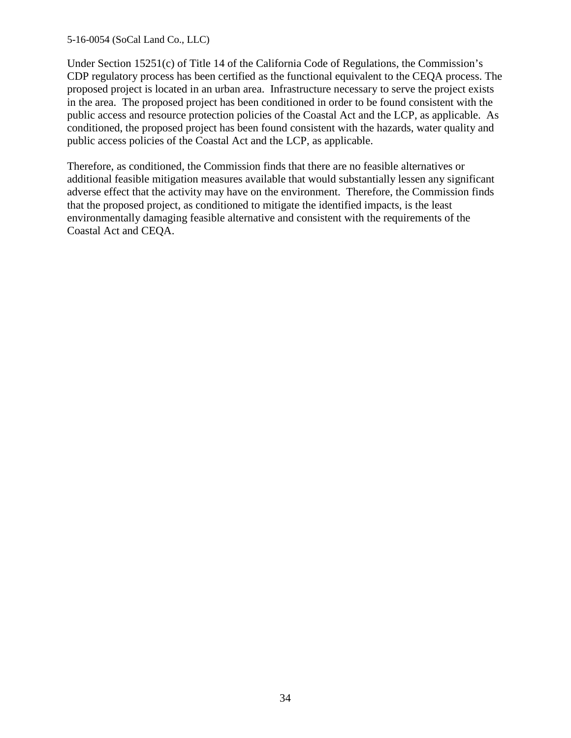Under Section 15251(c) of Title 14 of the California Code of Regulations, the Commission's CDP regulatory process has been certified as the functional equivalent to the CEQA process. The proposed project is located in an urban area. Infrastructure necessary to serve the project exists in the area. The proposed project has been conditioned in order to be found consistent with the public access and resource protection policies of the Coastal Act and the LCP, as applicable. As conditioned, the proposed project has been found consistent with the hazards, water quality and public access policies of the Coastal Act and the LCP, as applicable.

Therefore, as conditioned, the Commission finds that there are no feasible alternatives or additional feasible mitigation measures available that would substantially lessen any significant adverse effect that the activity may have on the environment. Therefore, the Commission finds that the proposed project, as conditioned to mitigate the identified impacts, is the least environmentally damaging feasible alternative and consistent with the requirements of the Coastal Act and CEQA.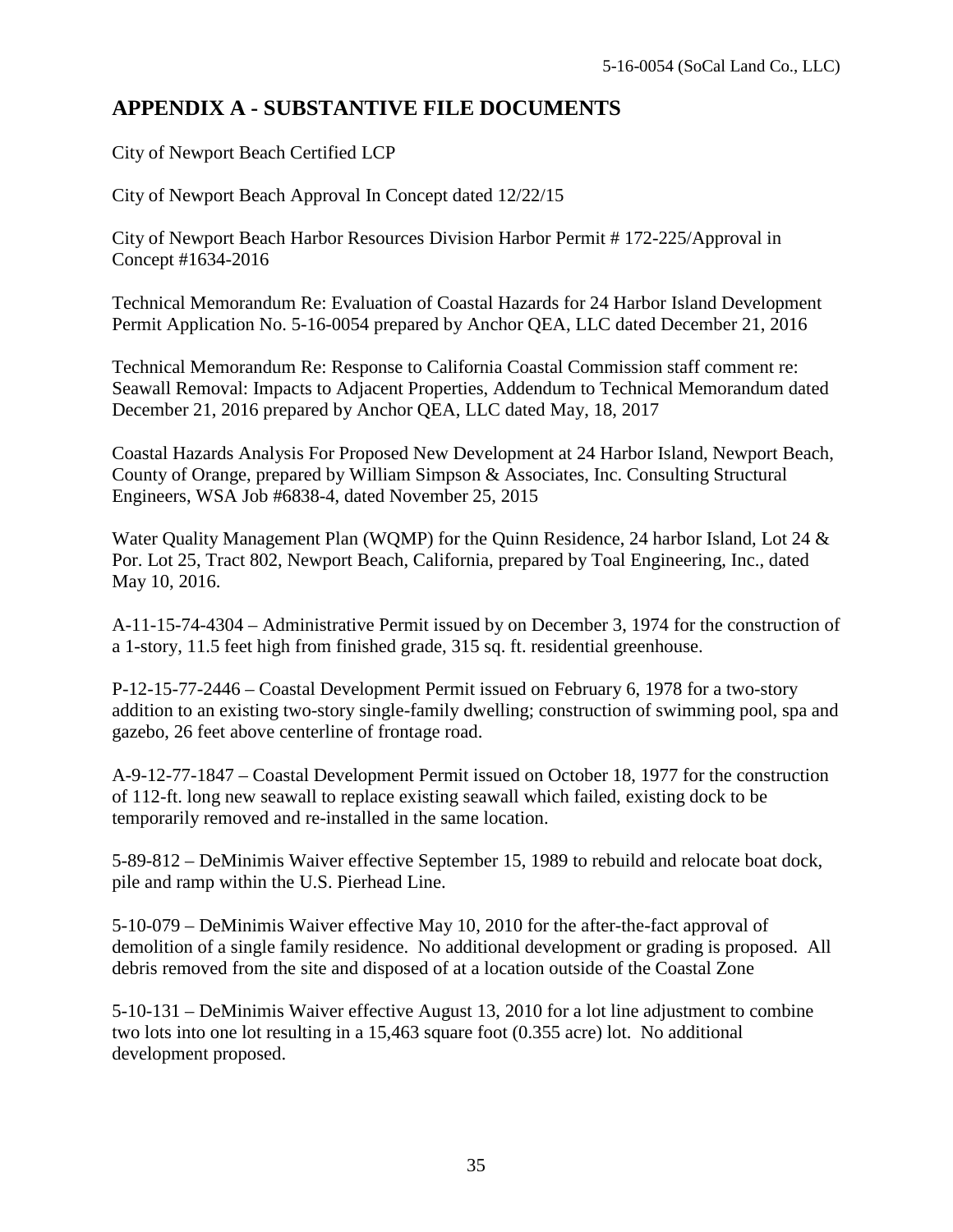## APPENDIX A - SUBSTANTIVE FILE DOCUMENTS

City of Newport Beach Certified LCP

City of Newport Beach Approval In Concept dated 12/22/15

City of Newport Beach Harbor Resources Division Harbor Permit # 172-225/Approval in Concept #1634-2016

Technical Memorandum Re: Evaluation of Coastal Hazards for 24 Harbor Island Development Permit Application No. 5-16-0054 prepared by Anchor QEA, LLC dated December 21, 2016

Technical Memorandum Re: Response to California Coastal Commission staff comment re: Seawall Removal: Impacts to Adjacent Properties, Addendum to Technical Memorandum dated December 21, 2016 prepared by Anchor QEA, LLC dated May, 18, 2017

Coastal Hazards Analysis For Proposed New Development at 24 Harbor Island, Newport Beach, County of Orange, prepared by William Simpson & Associates, Inc. Consulting Structural Engineers, WSA Job #6838-4, dated November 25, 2015

Water Quality Management Plan (WQMP) for the Quinn Residence, 24 harbor Island, Lot 24 & Por. Lot 25, Tract 802, Newport Beach, California, prepared by Toal Engineering, Inc., dated May 10, 2016.

A-11-15-74-4304 – Administrative Permit issued by on December 3, 1974 for the construction of a 1-story, 11.5 feet high from finished grade, 315 sq. ft. residential greenhouse.

P-12-15-77-2446 – Coastal Development Permit issued on February 6, 1978 for a two-story addition to an existing two-story single-family dwelling; construction of swimming pool, spa and gazebo, 26 feet above centerline of frontage road.

A-9-12-77-1847 – Coastal Development Permit issued on October 18, 1977 for the construction of 112-ft. long new seawall to replace existing seawall which failed, existing dock to be temporarily removed and re-installed in the same location.

5-89-812 – DeMinimis Waiver effective September 15, 1989 to rebuild and relocate boat dock, pile and ramp within the U.S. Pierhead Line.

5-10-079 – DeMinimis Waiver effective May 10, 2010 for the after-the-fact approval of demolition of a single family residence. No additional development or grading is proposed. All debris removed from the site and disposed of at a location outside of the Coastal Zone

5-10-131 – DeMinimis Waiver effective August 13, 2010 for a lot line adjustment to combine two lots into one lot resulting in a 15,463 square foot (0.355 acre) lot. No additional development proposed.